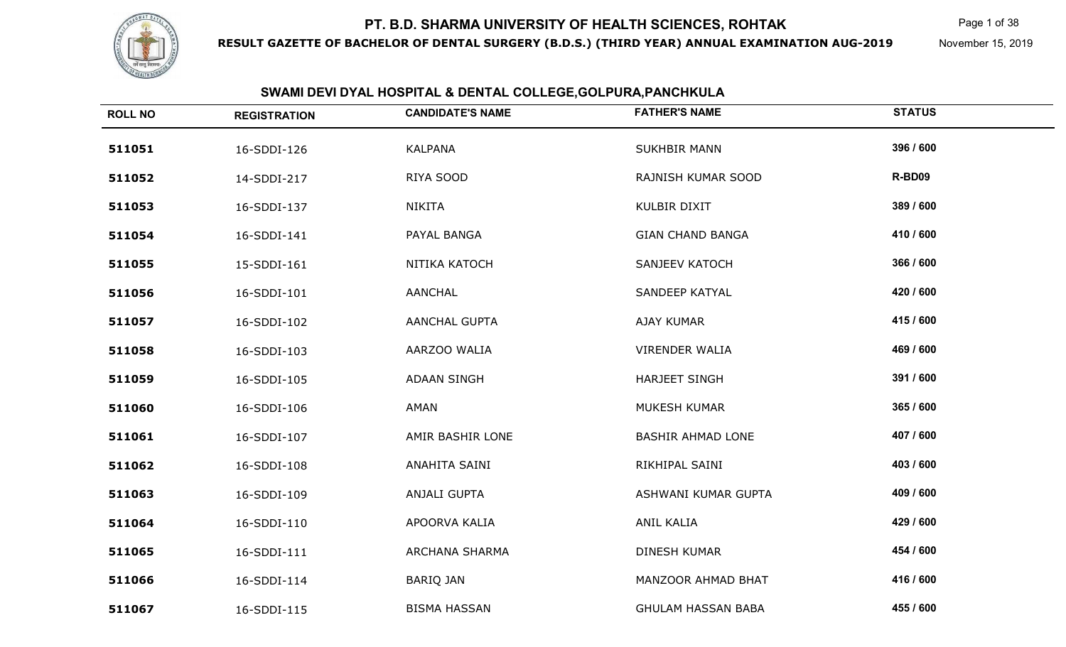# PT. B.D. SHARMA UNIVERSITY OF HEALTH SCIENCES, ROHTAK

**RESULT GAZETTE OF BACHELOR OF DENTAL SURGERY (B.D.S.) (THIRD YEAR) ANNUAL EXAMINATION AUG-2019**

November 15, 2019

## SWAMI DEVI DYAL HOSPITAL & DENTAL COLLEGE,GOLPURA,PANCHKULA

| ROLL NO | REGISTRATION | CANDIDATE'S NAME | FATHER'S NAME | STATUS |
|---|---|---|---|---|
| 511051 | 16-SDDI-126 | KALPANA | SUKHBIR MANN | 396 / 600 |
| 511052 | 14-SDDI-217 | RIYA SOOD | RAJNISH KUMAR SOOD | R-BD09 |
| 511053 | 16-SDDI-137 | NIKITA | KULBIR DIXIT | 389 / 600 |
| 511054 | 16-SDDI-141 | PAYAL BANGA | GIAN CHAND BANGA | 410 / 600 |
| 511055 | 15-SDDI-161 | NITIKA KATOCH | SANJEEV KATOCH | 366 / 600 |
| 511056 | 16-SDDI-101 | AANCHAL | SANDEEP KATYAL | 420 / 600 |
| 511057 | 16-SDDI-102 | AANCHAL GUPTA | AJAY KUMAR | 415 / 600 |
| 511058 | 16-SDDI-103 | AARZOO WALIA | VIRENDER WALIA | 469 / 600 |
| 511059 | 16-SDDI-105 | ADAAN SINGH | HARJEET SINGH | 391 / 600 |
| 511060 | 16-SDDI-106 | AMAN | MUKESH KUMAR | 365 / 600 |
| 511061 | 16-SDDI-107 | AMIR BASHIR LONE | BASHIR AHMAD LONE | 407 / 600 |
| 511062 | 16-SDDI-108 | ANAHITA SAINI | RIKHIPAL SAINI | 403 / 600 |
| 511063 | 16-SDDI-109 | ANJALI GUPTA | ASHWANI KUMAR GUPTA | 409 / 600 |
| 511064 | 16-SDDI-110 | APOORVA KALIA | ANIL KALIA | 429 / 600 |
| 511065 | 16-SDDI-111 | ARCHANA SHARMA | DINESH KUMAR | 454 / 600 |
| 511066 | 16-SDDI-114 | BARIQ JAN | MANZOOR AHMAD BHAT | 416 / 600 |
| 511067 | 16-SDDI-115 | BISMA HASSAN | GHULAM HASSAN BABA | 455 / 600 |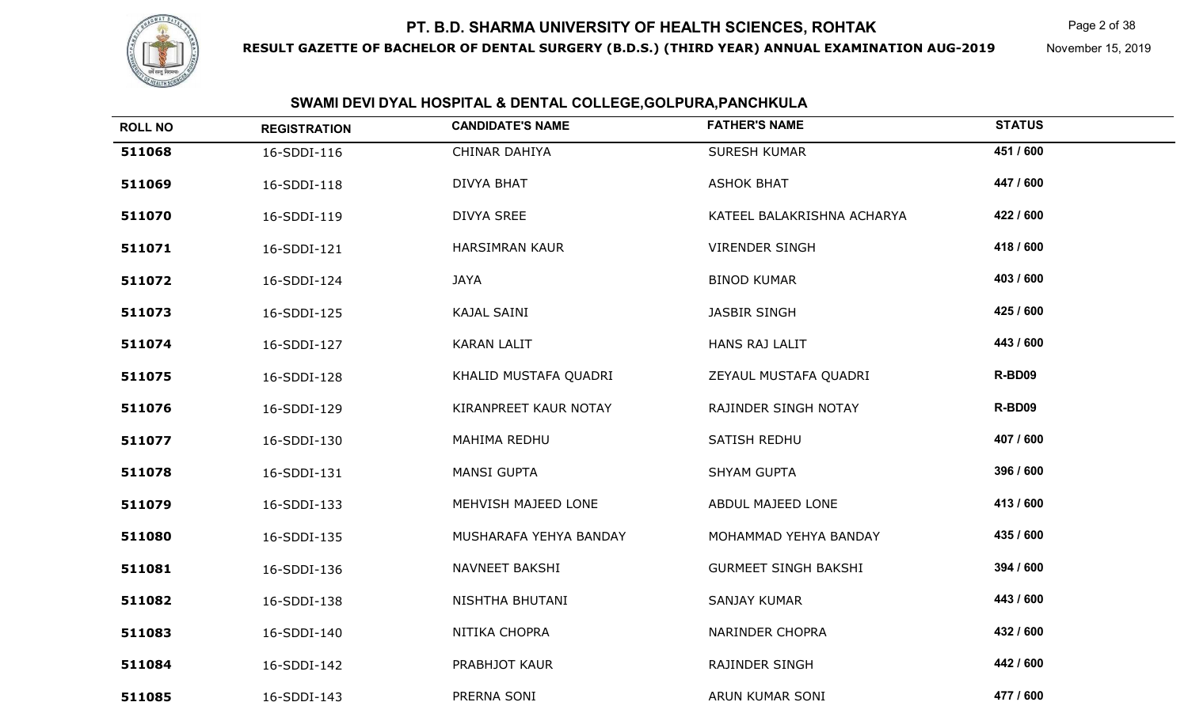## SWAMI DEVI DYAL HOSPITAL & DENTAL COLLEGE,GOLPURA,PANCHKULA

| ROLL NO | REGISTRATION | CANDIDATE'S NAME | FATHER'S NAME | STATUS |
|---|---|---|---|---|
| 511068 | 16-SDDI-116 | CHINAR DAHIYA | SURESH KUMAR | 451 / 600 |
| 511069 | 16-SDDI-118 | DIVYA BHAT | ASHOK BHAT | 447 / 600 |
| 511070 | 16-SDDI-119 | DIVYA SREE | KATEEL BALAKRISHNA ACHARYA | 422 / 600 |
| 511071 | 16-SDDI-121 | HARSIMRAN KAUR | VIRENDER SINGH | 418 / 600 |
| 511072 | 16-SDDI-124 | JAYA | BINOD KUMAR | 403 / 600 |
| 511073 | 16-SDDI-125 | KAJAL SAINI | JASBIR SINGH | 425 / 600 |
| 511074 | 16-SDDI-127 | KARAN LALIT | HANS RAJ LALIT | 443 / 600 |
| 511075 | 16-SDDI-128 | KHALID MUSTAFA QUADRI | ZEYAUL MUSTAFA QUADRI | R-BD09 |
| 511076 | 16-SDDI-129 | KIRANPREET KAUR NOTAY | RAJINDER SINGH NOTAY | R-BD09 |
| 511077 | 16-SDDI-130 | MAHIMA REDHU | SATISH REDHU | 407 / 600 |
| 511078 | 16-SDDI-131 | MANSI GUPTA | SHYAM GUPTA | 396 / 600 |
| 511079 | 16-SDDI-133 | MEHVISH MAJEED LONE | ABDUL MAJEED LONE | 413 / 600 |
| 511080 | 16-SDDI-135 | MUSHARAFA YEHYA BANDAY | MOHAMMAD YEHYA BANDAY | 435 / 600 |
| 511081 | 16-SDDI-136 | NAVNEET BAKSHI | GURMEET SINGH BAKSHI | 394 / 600 |
| 511082 | 16-SDDI-138 | NISHTHA BHUTANI | SANJAY KUMAR | 443 / 600 |
| 511083 | 16-SDDI-140 | NITIKA CHOPRA | NARINDER CHOPRA | 432 / 600 |
| 511084 | 16-SDDI-142 | PRABHJOT KAUR | RAJINDER SINGH | 442 / 600 |
| 511085 | 16-SDDI-143 | PRERNA SONI | ARUN KUMAR SONI | 477 / 600 |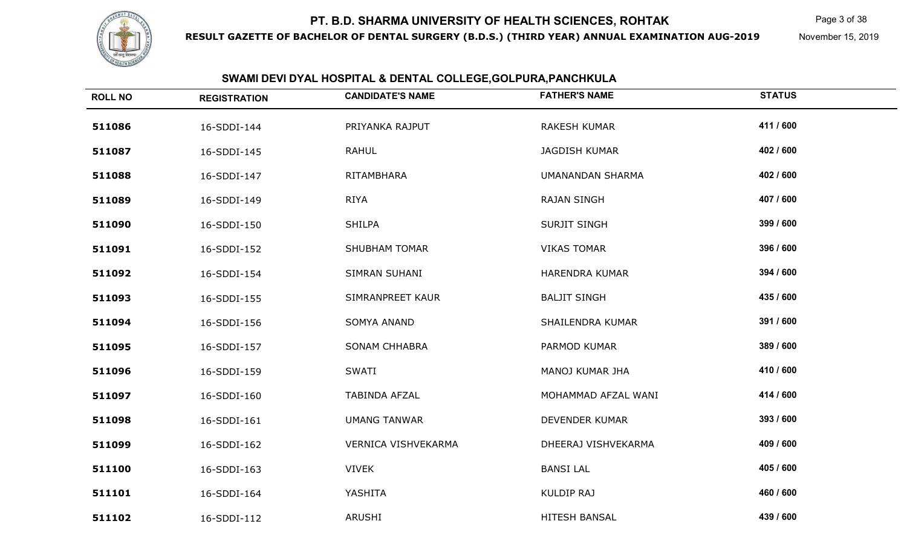# PT. B.D. SHARMA UNIVERSITY OF HEALTH SCIENCES, ROHTAK

**RESULT GAZETTE OF BACHELOR OF DENTAL SURGERY (B.D.S.) (THIRD YEAR) ANNUAL EXAMINATION AUG-2019**

November 15, 2019

## SWAMI DEVI DYAL HOSPITAL & DENTAL COLLEGE,GOLPURA,PANCHKULA

| ROLL NO | REGISTRATION | CANDIDATE'S NAME | FATHER'S NAME | STATUS |
|---|---|---|---|---|
| 511086 | 16-SDDI-144 | PRIYANKA RAJPUT | RAKESH KUMAR | 411 / 600 |
| 511087 | 16-SDDI-145 | RAHUL | JAGDISH KUMAR | 402 / 600 |
| 511088 | 16-SDDI-147 | RITAMBHARA | UMANANDAN SHARMA | 402 / 600 |
| 511089 | 16-SDDI-149 | RIYA | RAJAN SINGH | 407 / 600 |
| 511090 | 16-SDDI-150 | SHILPA | SURJIT SINGH | 399 / 600 |
| 511091 | 16-SDDI-152 | SHUBHAM TOMAR | VIKAS TOMAR | 396 / 600 |
| 511092 | 16-SDDI-154 | SIMRAN SUHANI | HARENDRA KUMAR | 394 / 600 |
| 511093 | 16-SDDI-155 | SIMRANPREET KAUR | BALJIT SINGH | 435 / 600 |
| 511094 | 16-SDDI-156 | SOMYA ANAND | SHAILENDRA KUMAR | 391 / 600 |
| 511095 | 16-SDDI-157 | SONAM CHHABRA | PARMOD KUMAR | 389 / 600 |
| 511096 | 16-SDDI-159 | SWATI | MANOJ KUMAR JHA | 410 / 600 |
| 511097 | 16-SDDI-160 | TABINDA AFZAL | MOHAMMAD AFZAL WANI | 414 / 600 |
| 511098 | 16-SDDI-161 | UMANG TANWAR | DEVENDER KUMAR | 393 / 600 |
| 511099 | 16-SDDI-162 | VERNICA VISHVEKARMA | DHEERAJ VISHVEKARMA | 409 / 600 |
| 511100 | 16-SDDI-163 | VIVEK | BANSI LAL | 405 / 600 |
| 511101 | 16-SDDI-164 | YASHITA | KULDIP RAJ | 460 / 600 |
| 511102 | 16-SDDI-112 | ARUSHI | HITESH BANSAL | 439 / 600 |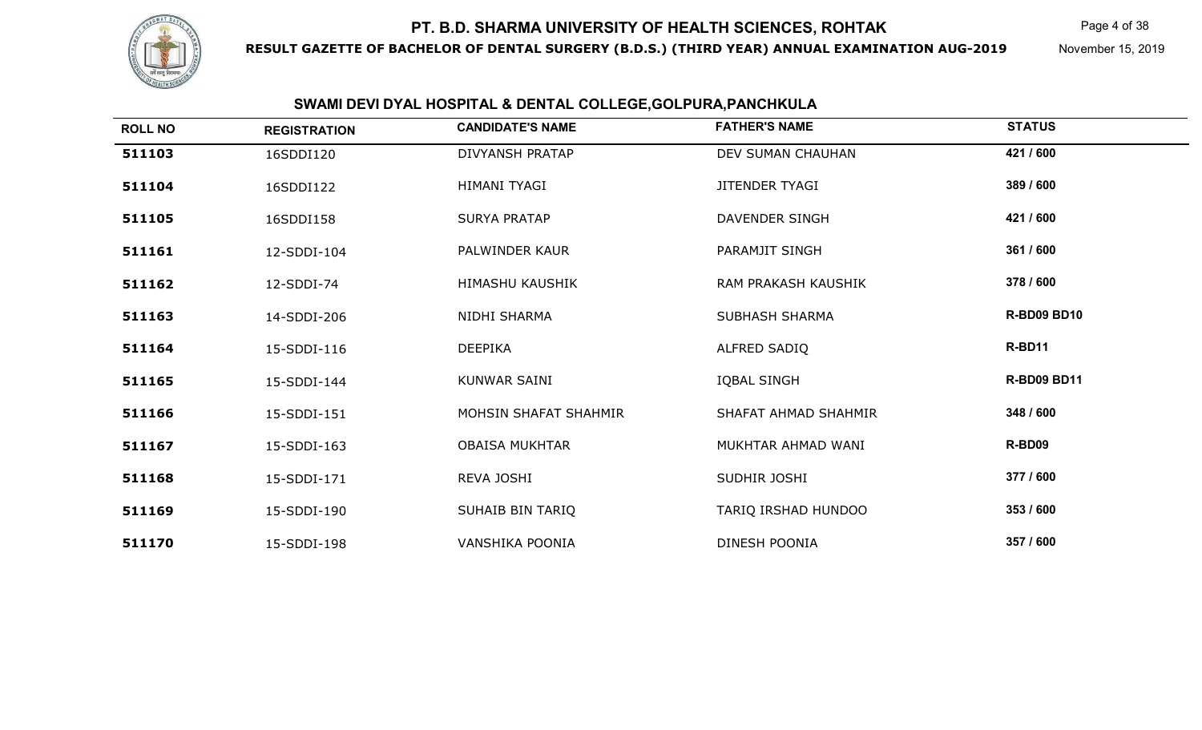# PT. B.D. SHARMA UNIVERSITY OF HEALTH SCIENCES, ROHTAK

**RESULT GAZETTE OF BACHELOR OF DENTAL SURGERY (B.D.S.) (THIRD YEAR) ANNUAL EXAMINATION AUG-2019**

November 15, 2019

## SWAMI DEVI DYAL HOSPITAL & DENTAL COLLEGE,GOLPURA,PANCHKULA

| ROLL NO | REGISTRATION | CANDIDATE'S NAME | FATHER'S NAME | STATUS |
|---|---|---|---|---|
| 511103 | 16SDDI120 | DIVYANSH PRATAP | DEV SUMAN CHAUHAN | 421 / 600 |
| 511104 | 16SDDI122 | HIMANI TYAGI | JITENDER TYAGI | 389 / 600 |
| 511105 | 16SDDI158 | SURYA PRATAP | DAVENDER SINGH | 421 / 600 |
| 511161 | 12-SDDI-104 | PALWINDER KAUR | PARAMJIT SINGH | 361 / 600 |
| 511162 | 12-SDDI-74 | HIMASHU KAUSHIK | RAM PRAKASH KAUSHIK | 378 / 600 |
| 511163 | 14-SDDI-206 | NIDHI SHARMA | SUBHASH SHARMA | R-BD09 BD10 |
| 511164 | 15-SDDI-116 | DEEPIKA | ALFRED SADIQ | R-BD11 |
| 511165 | 15-SDDI-144 | KUNWAR SAINI | IQBAL SINGH | R-BD09 BD11 |
| 511166 | 15-SDDI-151 | MOHSIN SHAFAT SHAHMIR | SHAFAT AHMAD SHAHMIR | 348 / 600 |
| 511167 | 15-SDDI-163 | OBAISA MUKHTAR | MUKHTAR AHMAD WANI | R-BD09 |
| 511168 | 15-SDDI-171 | REVA JOSHI | SUDHIR JOSHI | 377 / 600 |
| 511169 | 15-SDDI-190 | SUHAIB BIN TARIQ | TARIQ IRSHAD HUNDOO | 353 / 600 |
| 511170 | 15-SDDI-198 | VANSHIKA POONIA | DINESH POONIA | 357 / 600 |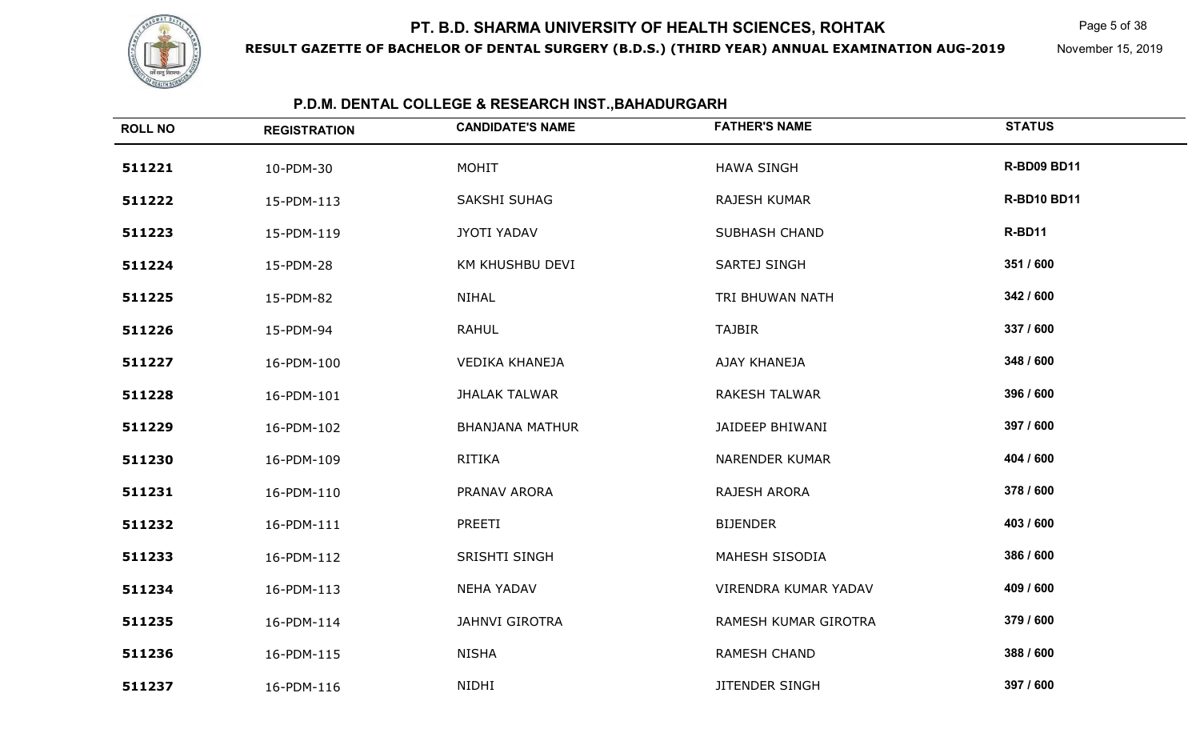# PT. B.D. SHARMA UNIVERSITY OF HEALTH SCIENCES, ROHTAK

**RESULT GAZETTE OF BACHELOR OF DENTAL SURGERY (B.D.S.) (THIRD YEAR) ANNUAL EXAMINATION AUG-2019**

November 15, 2019

## P.D.M. DENTAL COLLEGE & RESEARCH INST.,BAHADURGARH

| ROLL NO | REGISTRATION | CANDIDATE'S NAME | FATHER'S NAME | STATUS |
|---|---|---|---|---|
| 511221 | 10-PDM-30 | MOHIT | HAWA SINGH | R-BD09 BD11 |
| 511222 | 15-PDM-113 | SAKSHI SUHAG | RAJESH KUMAR | R-BD10 BD11 |
| 511223 | 15-PDM-119 | JYOTI YADAV | SUBHASH CHAND | R-BD11 |
| 511224 | 15-PDM-28 | KM KHUSHBU DEVI | SARTEJ SINGH | 351 / 600 |
| 511225 | 15-PDM-82 | NIHAL | TRI BHUWAN NATH | 342 / 600 |
| 511226 | 15-PDM-94 | RAHUL | TAJBIR | 337 / 600 |
| 511227 | 16-PDM-100 | VEDIKA KHANEJA | AJAY KHANEJA | 348 / 600 |
| 511228 | 16-PDM-101 | JHALAK TALWAR | RAKESH TALWAR | 396 / 600 |
| 511229 | 16-PDM-102 | BHANJANA MATHUR | JAIDEEP BHIWANI | 397 / 600 |
| 511230 | 16-PDM-109 | RITIKA | NARENDER KUMAR | 404 / 600 |
| 511231 | 16-PDM-110 | PRANAV ARORA | RAJESH ARORA | 378 / 600 |
| 511232 | 16-PDM-111 | PREETI | BIJENDER | 403 / 600 |
| 511233 | 16-PDM-112 | SRISHTI SINGH | MAHESH SISODIA | 386 / 600 |
| 511234 | 16-PDM-113 | NEHA YADAV | VIRENDRA KUMAR YADAV | 409 / 600 |
| 511235 | 16-PDM-114 | JAHNVI GIROTRA | RAMESH KUMAR GIROTRA | 379 / 600 |
| 511236 | 16-PDM-115 | NISHA | RAMESH CHAND | 388 / 600 |
| 511237 | 16-PDM-116 | NIDHI | JITENDER SINGH | 397 / 600 |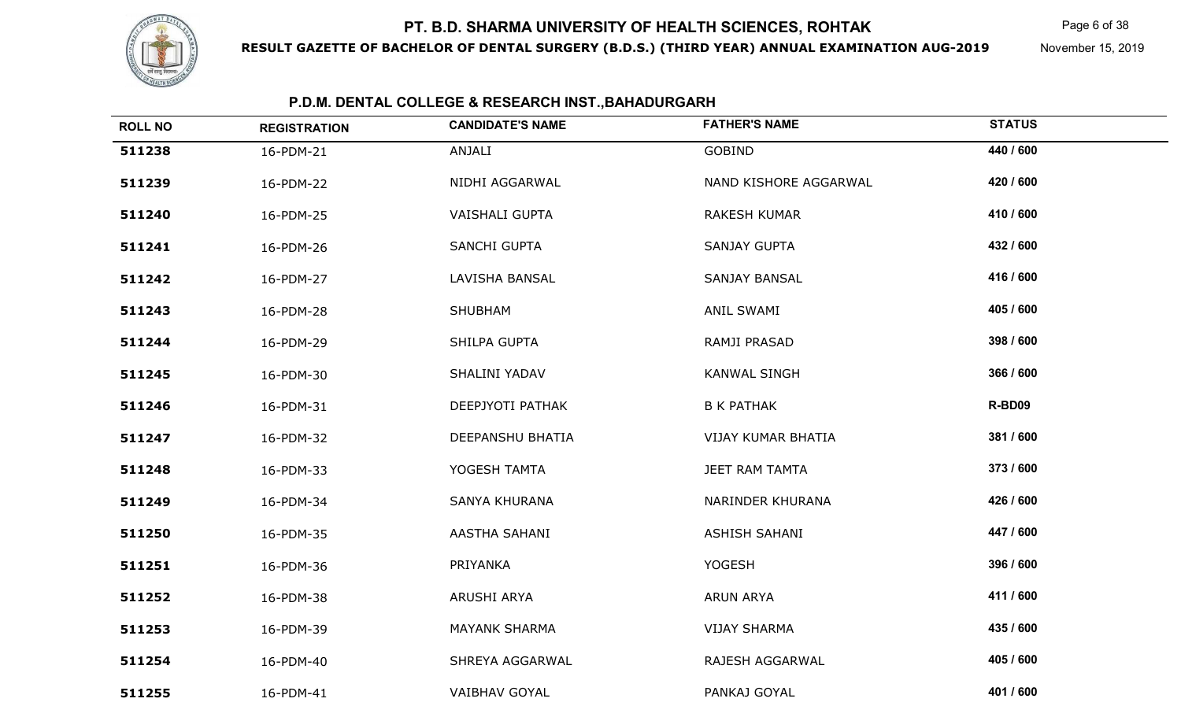# PT. B.D. SHARMA UNIVERSITY OF HEALTH SCIENCES, ROHTAK

**RESULT GAZETTE OF BACHELOR OF DENTAL SURGERY (B.D.S.) (THIRD YEAR) ANNUAL EXAMINATION AUG-2019**

November 15, 2019

## P.D.M. DENTAL COLLEGE & RESEARCH INST.,BAHADURGARH

| ROLL NO | REGISTRATION | CANDIDATE'S NAME | FATHER'S NAME | STATUS |
|---|---|---|---|---|
| 511238 | 16-PDM-21 | ANJALI | GOBIND | 440 / 600 |
| 511239 | 16-PDM-22 | NIDHI AGGARWAL | NAND KISHORE AGGARWAL | 420 / 600 |
| 511240 | 16-PDM-25 | VAISHALI GUPTA | RAKESH KUMAR | 410 / 600 |
| 511241 | 16-PDM-26 | SANCHI GUPTA | SANJAY GUPTA | 432 / 600 |
| 511242 | 16-PDM-27 | LAVISHA BANSAL | SANJAY BANSAL | 416 / 600 |
| 511243 | 16-PDM-28 | SHUBHAM | ANIL SWAMI | 405 / 600 |
| 511244 | 16-PDM-29 | SHILPA GUPTA | RAMJI PRASAD | 398 / 600 |
| 511245 | 16-PDM-30 | SHALINI YADAV | KANWAL SINGH | 366 / 600 |
| 511246 | 16-PDM-31 | DEEPJYOTI PATHAK | B K PATHAK | R-BD09 |
| 511247 | 16-PDM-32 | DEEPANSHU BHATIA | VIJAY KUMAR BHATIA | 381 / 600 |
| 511248 | 16-PDM-33 | YOGESH TAMTA | JEET RAM TAMTA | 373 / 600 |
| 511249 | 16-PDM-34 | SANYA KHURANA | NARINDER KHURANA | 426 / 600 |
| 511250 | 16-PDM-35 | AASTHA SAHANI | ASHISH SAHANI | 447 / 600 |
| 511251 | 16-PDM-36 | PRIYANKA | YOGESH | 396 / 600 |
| 511252 | 16-PDM-38 | ARUSHI ARYA | ARUN ARYA | 411 / 600 |
| 511253 | 16-PDM-39 | MAYANK SHARMA | VIJAY SHARMA | 435 / 600 |
| 511254 | 16-PDM-40 | SHREYA AGGARWAL | RAJESH AGGARWAL | 405 / 600 |
| 511255 | 16-PDM-41 | VAIBHAV GOYAL | PANKAJ GOYAL | 401 / 600 |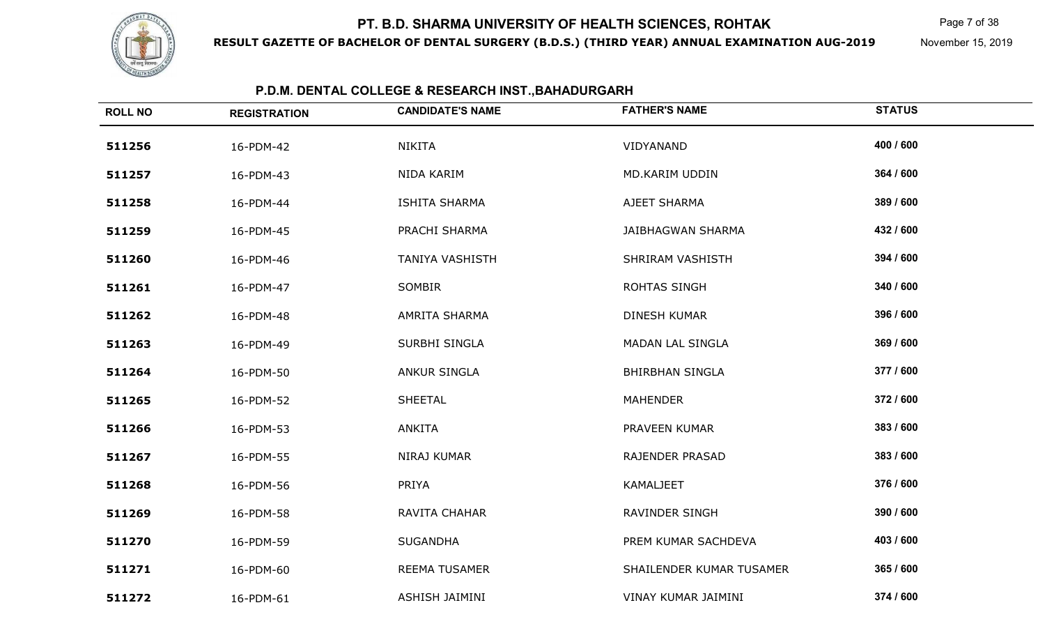# PT. B.D. SHARMA UNIVERSITY OF HEALTH SCIENCES, ROHTAK

**RESULT GAZETTE OF BACHELOR OF DENTAL SURGERY (B.D.S.) (THIRD YEAR) ANNUAL EXAMINATION AUG-2019**

November 15, 2019

## P.D.M. DENTAL COLLEGE & RESEARCH INST.,BAHADURGARH

| ROLL NO | REGISTRATION | CANDIDATE'S NAME | FATHER'S NAME | STATUS |
|---|---|---|---|---|
| 511256 | 16-PDM-42 | NIKITA | VIDYANAND | 400 / 600 |
| 511257 | 16-PDM-43 | NIDA KARIM | MD.KARIM UDDIN | 364 / 600 |
| 511258 | 16-PDM-44 | ISHITA SHARMA | AJEET SHARMA | 389 / 600 |
| 511259 | 16-PDM-45 | PRACHI SHARMA | JAIBHAGWAN SHARMA | 432 / 600 |
| 511260 | 16-PDM-46 | TANIYA VASHISTH | SHRIRAM VASHISTH | 394 / 600 |
| 511261 | 16-PDM-47 | SOMBIR | ROHTAS SINGH | 340 / 600 |
| 511262 | 16-PDM-48 | AMRITA SHARMA | DINESH KUMAR | 396 / 600 |
| 511263 | 16-PDM-49 | SURBHI SINGLA | MADAN LAL SINGLA | 369 / 600 |
| 511264 | 16-PDM-50 | ANKUR SINGLA | BHIRBHAN SINGLA | 377 / 600 |
| 511265 | 16-PDM-52 | SHEETAL | MAHENDER | 372 / 600 |
| 511266 | 16-PDM-53 | ANKITA | PRAVEEN KUMAR | 383 / 600 |
| 511267 | 16-PDM-55 | NIRAJ KUMAR | RAJENDER PRASAD | 383 / 600 |
| 511268 | 16-PDM-56 | PRIYA | KAMALJEET | 376 / 600 |
| 511269 | 16-PDM-58 | RAVITA CHAHAR | RAVINDER SINGH | 390 / 600 |
| 511270 | 16-PDM-59 | SUGANDHA | PREM KUMAR SACHDEVA | 403 / 600 |
| 511271 | 16-PDM-60 | REEMA TUSAMER | SHAILENDER KUMAR TUSAMER | 365 / 600 |
| 511272 | 16-PDM-61 | ASHISH JAIMINI | VINAY KUMAR JAIMINI | 374 / 600 |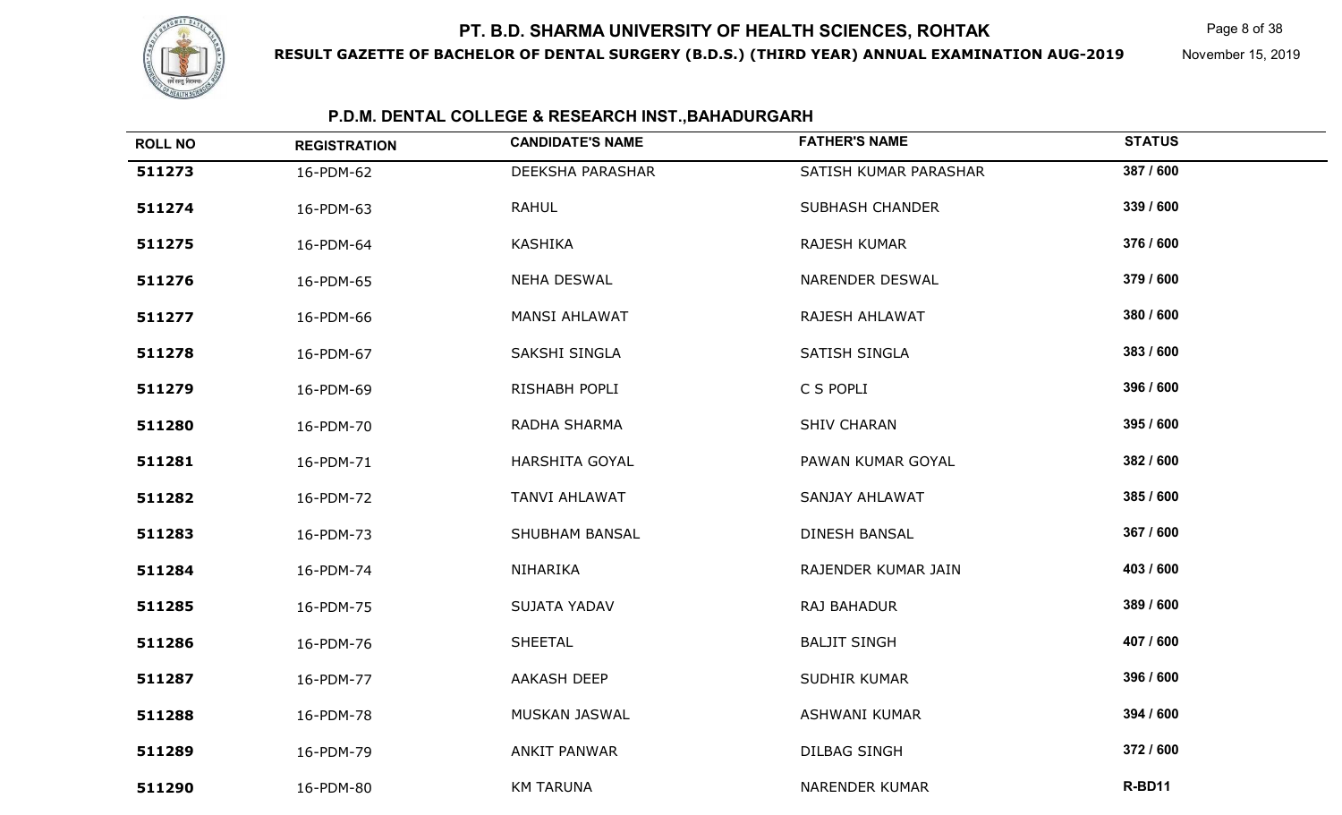# PT. B.D. SHARMA UNIVERSITY OF HEALTH SCIENCES, ROHTAK

**RESULT GAZETTE OF BACHELOR OF DENTAL SURGERY (B.D.S.) (THIRD YEAR) ANNUAL EXAMINATION AUG-2019**

November 15, 2019

## P.D.M. DENTAL COLLEGE & RESEARCH INST.,BAHADURGARH

| ROLL NO | REGISTRATION | CANDIDATE'S NAME | FATHER'S NAME | STATUS |
|---|---|---|---|---|
| 511273 | 16-PDM-62 | DEEKSHA PARASHAR | SATISH KUMAR PARASHAR | 387 / 600 |
| 511274 | 16-PDM-63 | RAHUL | SUBHASH CHANDER | 339 / 600 |
| 511275 | 16-PDM-64 | KASHIKA | RAJESH KUMAR | 376 / 600 |
| 511276 | 16-PDM-65 | NEHA DESWAL | NARENDER DESWAL | 379 / 600 |
| 511277 | 16-PDM-66 | MANSI AHLAWAT | RAJESH AHLAWAT | 380 / 600 |
| 511278 | 16-PDM-67 | SAKSHI SINGLA | SATISH SINGLA | 383 / 600 |
| 511279 | 16-PDM-69 | RISHABH POPLI | C S POPLI | 396 / 600 |
| 511280 | 16-PDM-70 | RADHA SHARMA | SHIV CHARAN | 395 / 600 |
| 511281 | 16-PDM-71 | HARSHITA GOYAL | PAWAN KUMAR GOYAL | 382 / 600 |
| 511282 | 16-PDM-72 | TANVI AHLAWAT | SANJAY AHLAWAT | 385 / 600 |
| 511283 | 16-PDM-73 | SHUBHAM BANSAL | DINESH BANSAL | 367 / 600 |
| 511284 | 16-PDM-74 | NIHARIKA | RAJENDER KUMAR JAIN | 403 / 600 |
| 511285 | 16-PDM-75 | SUJATA YADAV | RAJ BAHADUR | 389 / 600 |
| 511286 | 16-PDM-76 | SHEETAL | BALJIT SINGH | 407 / 600 |
| 511287 | 16-PDM-77 | AAKASH DEEP | SUDHIR KUMAR | 396 / 600 |
| 511288 | 16-PDM-78 | MUSKAN JASWAL | ASHWANI KUMAR | 394 / 600 |
| 511289 | 16-PDM-79 | ANKIT PANWAR | DILBAG SINGH | 372 / 600 |
| 511290 | 16-PDM-80 | KM TARUNA | NARENDER KUMAR | R-BD11 |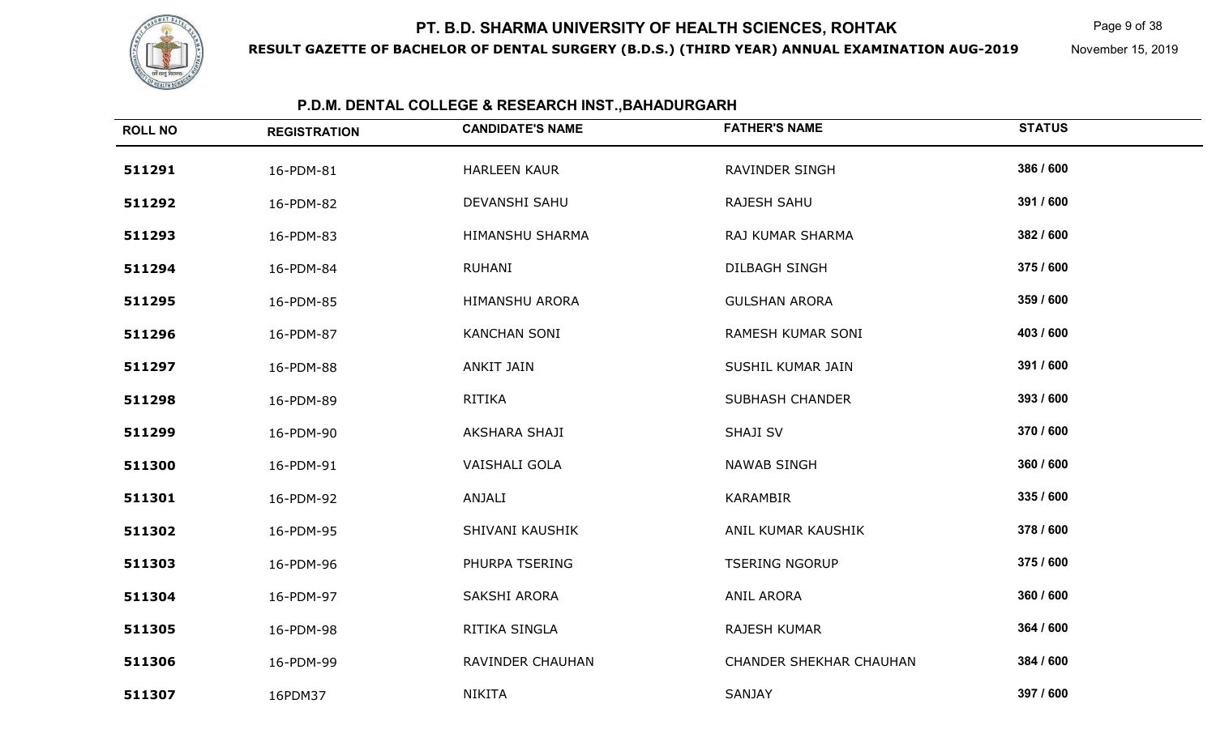# PT. B.D. SHARMA UNIVERSITY OF HEALTH SCIENCES, ROHTAK

**RESULT GAZETTE OF BACHELOR OF DENTAL SURGERY (B.D.S.) (THIRD YEAR) ANNUAL EXAMINATION AUG-2019**

November 15, 2019

## P.D.M. DENTAL COLLEGE & RESEARCH INST.,BAHADURGARH

| ROLL NO | REGISTRATION | CANDIDATE'S NAME | FATHER'S NAME | STATUS |
|---|---|---|---|---|
| 511291 | 16-PDM-81 | HARLEEN KAUR | RAVINDER SINGH | 386 / 600 |
| 511292 | 16-PDM-82 | DEVANSHI SAHU | RAJESH SAHU | 391 / 600 |
| 511293 | 16-PDM-83 | HIMANSHU SHARMA | RAJ KUMAR SHARMA | 382 / 600 |
| 511294 | 16-PDM-84 | RUHANI | DILBAGH SINGH | 375 / 600 |
| 511295 | 16-PDM-85 | HIMANSHU ARORA | GULSHAN ARORA | 359 / 600 |
| 511296 | 16-PDM-87 | KANCHAN SONI | RAMESH KUMAR SONI | 403 / 600 |
| 511297 | 16-PDM-88 | ANKIT JAIN | SUSHIL KUMAR JAIN | 391 / 600 |
| 511298 | 16-PDM-89 | RITIKA | SUBHASH CHANDER | 393 / 600 |
| 511299 | 16-PDM-90 | AKSHARA SHAJI | SHAJI SV | 370 / 600 |
| 511300 | 16-PDM-91 | VAISHALI GOLA | NAWAB SINGH | 360 / 600 |
| 511301 | 16-PDM-92 | ANJALI | KARAMBIR | 335 / 600 |
| 511302 | 16-PDM-95 | SHIVANI KAUSHIK | ANIL KUMAR KAUSHIK | 378 / 600 |
| 511303 | 16-PDM-96 | PHURPA TSERING | TSERING NGORUP | 375 / 600 |
| 511304 | 16-PDM-97 | SAKSHI ARORA | ANIL ARORA | 360 / 600 |
| 511305 | 16-PDM-98 | RITIKA SINGLA | RAJESH KUMAR | 364 / 600 |
| 511306 | 16-PDM-99 | RAVINDER CHAUHAN | CHANDER SHEKHAR CHAUHAN | 384 / 600 |
| 511307 | 16PDM37 | NIKITA | SANJAY | 397 / 600 |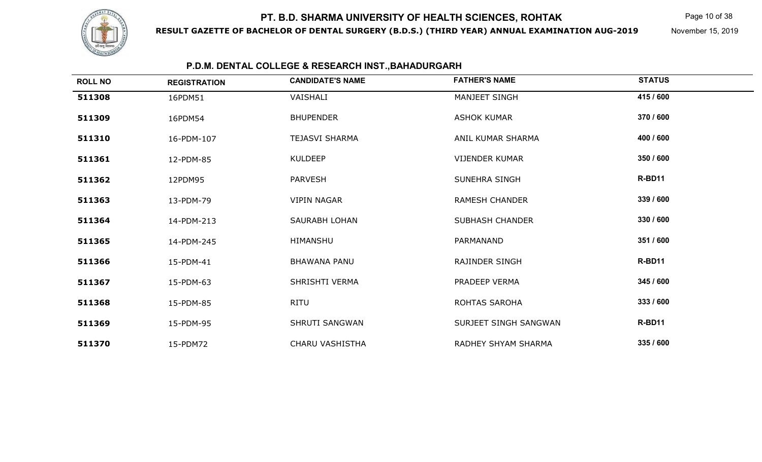# PT. B.D. SHARMA UNIVERSITY OF HEALTH SCIENCES, ROHTAK

**RESULT GAZETTE OF BACHELOR OF DENTAL SURGERY (B.D.S.) (THIRD YEAR) ANNUAL EXAMINATION AUG-2019**

November 15, 2019

## P.D.M. DENTAL COLLEGE & RESEARCH INST.,BAHADURGARH

| ROLL NO | REGISTRATION | CANDIDATE'S NAME | FATHER'S NAME | STATUS |
|---|---|---|---|---|
| 511308 | 16PDM51 | VAISHALI | MANJEET SINGH | 415 / 600 |
| 511309 | 16PDM54 | BHUPENDER | ASHOK KUMAR | 370 / 600 |
| 511310 | 16-PDM-107 | TEJASVI SHARMA | ANIL KUMAR SHARMA | 400 / 600 |
| 511361 | 12-PDM-85 | KULDEEP | VIJENDER KUMAR | 350 / 600 |
| 511362 | 12PDM95 | PARVESH | SUNEHRA SINGH | R-BD11 |
| 511363 | 13-PDM-79 | VIPIN NAGAR | RAMESH CHANDER | 339 / 600 |
| 511364 | 14-PDM-213 | SAURABH LOHAN | SUBHASH CHANDER | 330 / 600 |
| 511365 | 14-PDM-245 | HIMANSHU | PARMANAND | 351 / 600 |
| 511366 | 15-PDM-41 | BHAWANA PANU | RAJINDER SINGH | R-BD11 |
| 511367 | 15-PDM-63 | SHRISHTI VERMA | PRADEEP VERMA | 345 / 600 |
| 511368 | 15-PDM-85 | RITU | ROHTAS SAROHA | 333 / 600 |
| 511369 | 15-PDM-95 | SHRUTI SANGWAN | SURJEET SINGH SANGWAN | R-BD11 |
| 511370 | 15-PDM72 | CHARU VASHISTHA | RADHEY SHYAM SHARMA | 335 / 600 |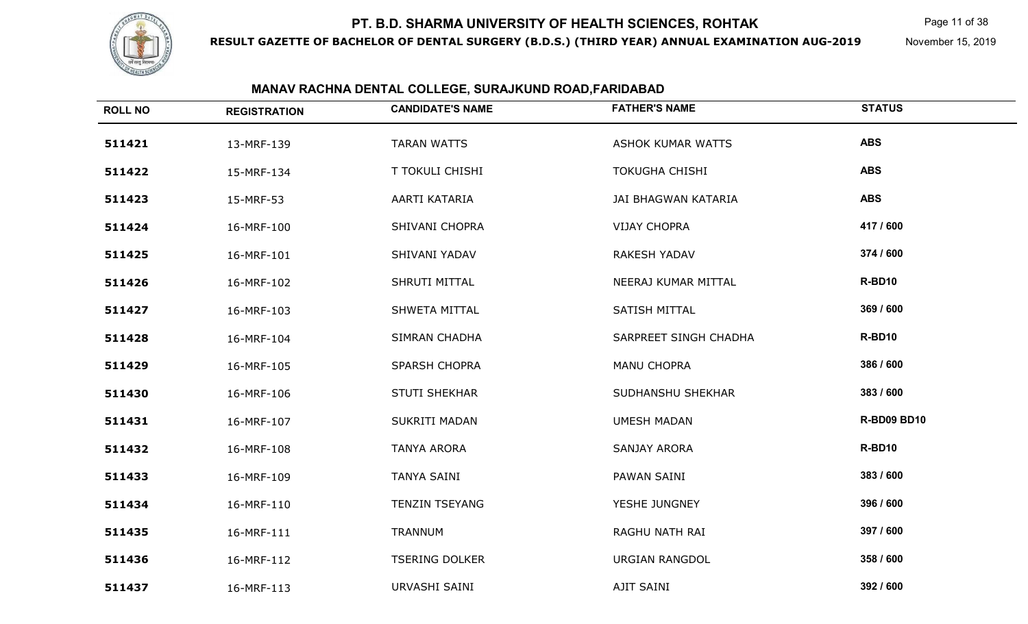# PT. B.D. SHARMA UNIVERSITY OF HEALTH SCIENCES, ROHTAK

**RESULT GAZETTE OF BACHELOR OF DENTAL SURGERY (B.D.S.) (THIRD YEAR) ANNUAL EXAMINATION AUG-2019**

November 15, 2019

## MANAV RACHNA DENTAL COLLEGE, SURAJKUND ROAD,FARIDABAD

| ROLL NO | REGISTRATION | CANDIDATE'S NAME | FATHER'S NAME | STATUS |
|---|---|---|---|---|
| 511421 | 13-MRF-139 | TARAN WATTS | ASHOK KUMAR WATTS | ABS |
| 511422 | 15-MRF-134 | T TOKULI CHISHI | TOKUGHA CHISHI | ABS |
| 511423 | 15-MRF-53 | AARTI KATARIA | JAI BHAGWAN KATARIA | ABS |
| 511424 | 16-MRF-100 | SHIVANI CHOPRA | VIJAY CHOPRA | 417 / 600 |
| 511425 | 16-MRF-101 | SHIVANI YADAV | RAKESH YADAV | 374 / 600 |
| 511426 | 16-MRF-102 | SHRUTI MITTAL | NEERAJ KUMAR MITTAL | R-BD10 |
| 511427 | 16-MRF-103 | SHWETA MITTAL | SATISH MITTAL | 369 / 600 |
| 511428 | 16-MRF-104 | SIMRAN CHADHA | SARPREET SINGH CHADHA | R-BD10 |
| 511429 | 16-MRF-105 | SPARSH CHOPRA | MANU CHOPRA | 386 / 600 |
| 511430 | 16-MRF-106 | STUTI SHEKHAR | SUDHANSHU SHEKHAR | 383 / 600 |
| 511431 | 16-MRF-107 | SUKRITI MADAN | UMESH MADAN | R-BD09 BD10 |
| 511432 | 16-MRF-108 | TANYA ARORA | SANJAY ARORA | R-BD10 |
| 511433 | 16-MRF-109 | TANYA SAINI | PAWAN SAINI | 383 / 600 |
| 511434 | 16-MRF-110 | TENZIN TSEYANG | YESHE JUNGNEY | 396 / 600 |
| 511435 | 16-MRF-111 | TRANNUM | RAGHU NATH RAI | 397 / 600 |
| 511436 | 16-MRF-112 | TSERING DOLKER | URGIAN RANGDOL | 358 / 600 |
| 511437 | 16-MRF-113 | URVASHI SAINI | AJIT SAINI | 392 / 600 |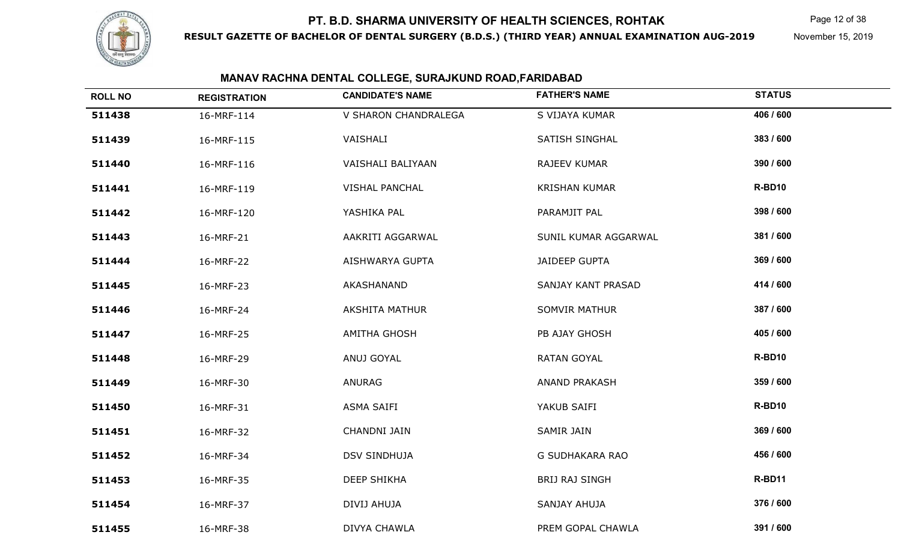# PT. B.D. SHARMA UNIVERSITY OF HEALTH SCIENCES, ROHTAK

**RESULT GAZETTE OF BACHELOR OF DENTAL SURGERY (B.D.S.) (THIRD YEAR) ANNUAL EXAMINATION AUG-2019**

November 15, 2019

## MANAV RACHNA DENTAL COLLEGE, SURAJKUND ROAD,FARIDABAD

| ROLL NO | REGISTRATION | CANDIDATE'S NAME | FATHER'S NAME | STATUS |
|---|---|---|---|---|
| 511438 | 16-MRF-114 | V SHARON CHANDRALEGA | S VIJAYA KUMAR | 406 / 600 |
| 511439 | 16-MRF-115 | VAISHALI | SATISH SINGHAL | 383 / 600 |
| 511440 | 16-MRF-116 | VAISHALI BALIYAAN | RAJEEV KUMAR | 390 / 600 |
| 511441 | 16-MRF-119 | VISHAL PANCHAL | KRISHAN KUMAR | R-BD10 |
| 511442 | 16-MRF-120 | YASHIKA PAL | PARAMJIT PAL | 398 / 600 |
| 511443 | 16-MRF-21 | AAKRITI AGGARWAL | SUNIL KUMAR AGGARWAL | 381 / 600 |
| 511444 | 16-MRF-22 | AISHWARYA GUPTA | JAIDEEP GUPTA | 369 / 600 |
| 511445 | 16-MRF-23 | AKASHANAND | SANJAY KANT PRASAD | 414 / 600 |
| 511446 | 16-MRF-24 | AKSHITA MATHUR | SOMVIR MATHUR | 387 / 600 |
| 511447 | 16-MRF-25 | AMITHA GHOSH | PB AJAY GHOSH | 405 / 600 |
| 511448 | 16-MRF-29 | ANUJ GOYAL | RATAN GOYAL | R-BD10 |
| 511449 | 16-MRF-30 | ANURAG | ANAND PRAKASH | 359 / 600 |
| 511450 | 16-MRF-31 | ASMA SAIFI | YAKUB SAIFI | R-BD10 |
| 511451 | 16-MRF-32 | CHANDNI JAIN | SAMIR JAIN | 369 / 600 |
| 511452 | 16-MRF-34 | DSV SINDHUJA | G SUDHAKARA RAO | 456 / 600 |
| 511453 | 16-MRF-35 | DEEP SHIKHA | BRIJ RAJ SINGH | R-BD11 |
| 511454 | 16-MRF-37 | DIVIJ AHUJA | SANJAY AHUJA | 376 / 600 |
| 511455 | 16-MRF-38 | DIVYA CHAWLA | PREM GOPAL CHAWLA | 391 / 600 |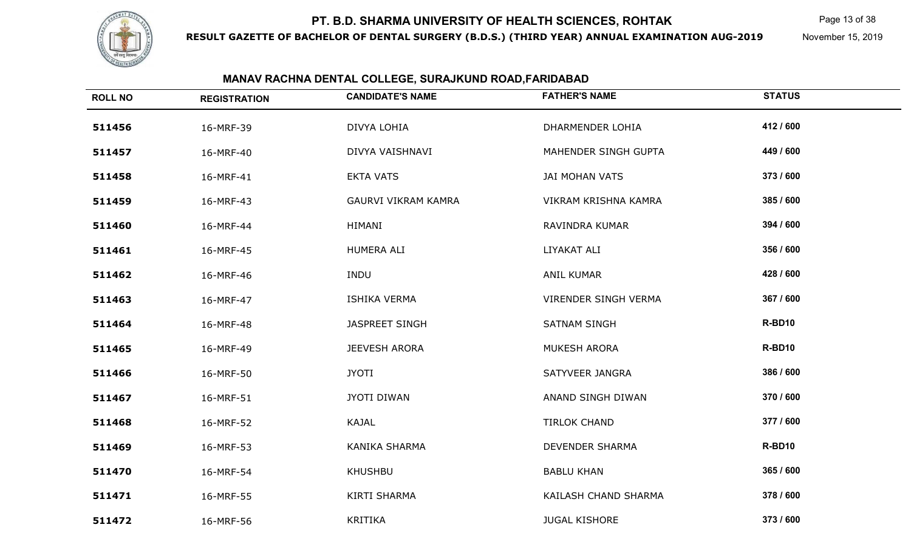# PT. B.D. SHARMA UNIVERSITY OF HEALTH SCIENCES, ROHTAK

**RESULT GAZETTE OF BACHELOR OF DENTAL SURGERY (B.D.S.) (THIRD YEAR) ANNUAL EXAMINATION AUG-2019**

November 15, 2019

## MANAV RACHNA DENTAL COLLEGE, SURAJKUND ROAD,FARIDABAD

| ROLL NO | REGISTRATION | CANDIDATE'S NAME | FATHER'S NAME | STATUS |
|---|---|---|---|---|
| 511456 | 16-MRF-39 | DIVYA LOHIA | DHARMENDER LOHIA | 412 / 600 |
| 511457 | 16-MRF-40 | DIVYA VAISHNAVI | MAHENDER SINGH GUPTA | 449 / 600 |
| 511458 | 16-MRF-41 | EKTA VATS | JAI MOHAN VATS | 373 / 600 |
| 511459 | 16-MRF-43 | GAURVI VIKRAM KAMRA | VIKRAM KRISHNA KAMRA | 385 / 600 |
| 511460 | 16-MRF-44 | HIMANI | RAVINDRA KUMAR | 394 / 600 |
| 511461 | 16-MRF-45 | HUMERA ALI | LIYAKAT ALI | 356 / 600 |
| 511462 | 16-MRF-46 | INDU | ANIL KUMAR | 428 / 600 |
| 511463 | 16-MRF-47 | ISHIKA VERMA | VIRENDER SINGH VERMA | 367 / 600 |
| 511464 | 16-MRF-48 | JASPREET SINGH | SATNAM SINGH | R-BD10 |
| 511465 | 16-MRF-49 | JEEVESH ARORA | MUKESH ARORA | R-BD10 |
| 511466 | 16-MRF-50 | JYOTI | SATYVEER JANGRA | 386 / 600 |
| 511467 | 16-MRF-51 | JYOTI DIWAN | ANAND SINGH DIWAN | 370 / 600 |
| 511468 | 16-MRF-52 | KAJAL | TIRLOK CHAND | 377 / 600 |
| 511469 | 16-MRF-53 | KANIKA SHARMA | DEVENDER SHARMA | R-BD10 |
| 511470 | 16-MRF-54 | KHUSHBU | BABLU KHAN | 365 / 600 |
| 511471 | 16-MRF-55 | KIRTI SHARMA | KAILASH CHAND SHARMA | 378 / 600 |
| 511472 | 16-MRF-56 | KRITIKA | JUGAL KISHORE | 373 / 600 |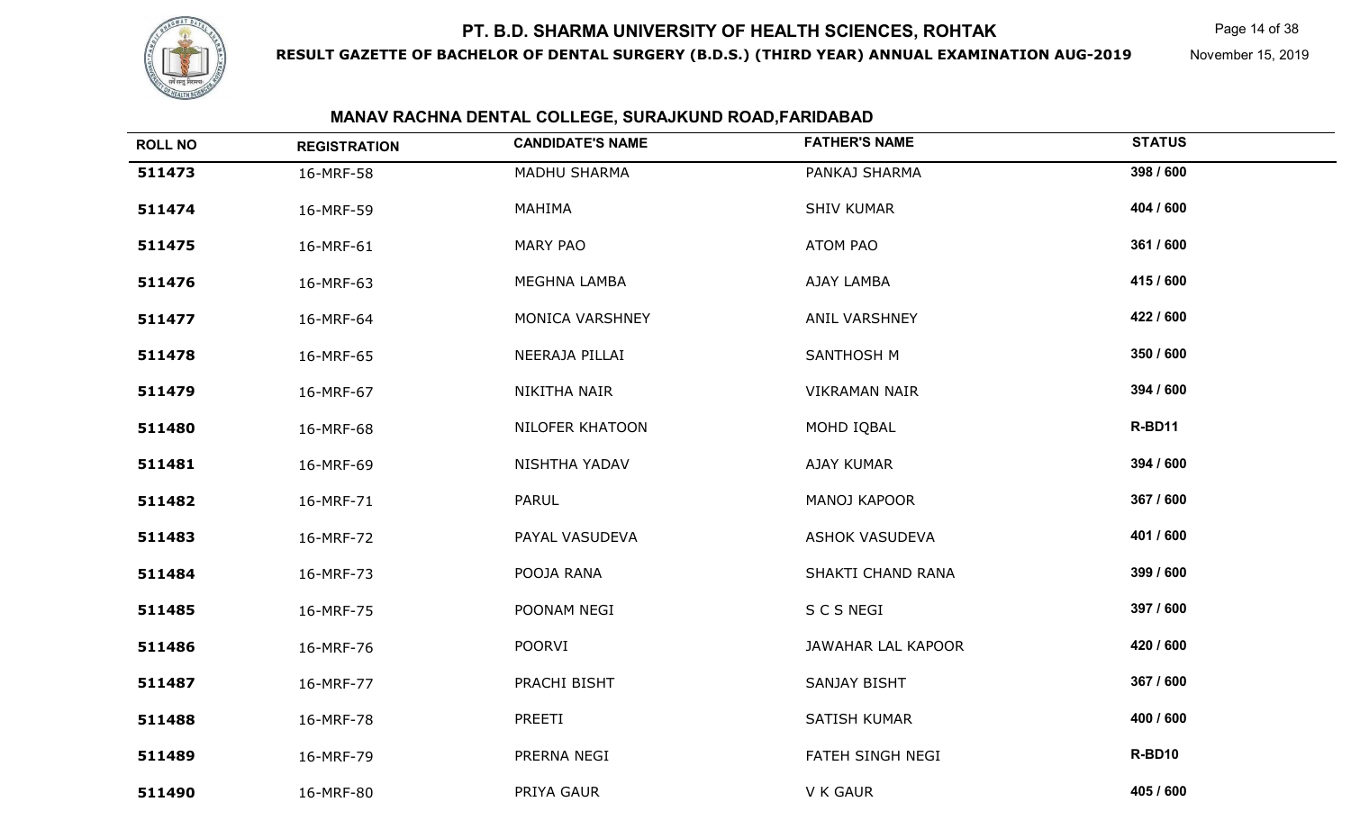# PT. B.D. SHARMA UNIVERSITY OF HEALTH SCIENCES, ROHTAK

**RESULT GAZETTE OF BACHELOR OF DENTAL SURGERY (B.D.S.) (THIRD YEAR) ANNUAL EXAMINATION AUG-2019**

November 15, 2019

## MANAV RACHNA DENTAL COLLEGE, SURAJKUND ROAD,FARIDABAD

| ROLL NO | REGISTRATION | CANDIDATE'S NAME | FATHER'S NAME | STATUS |
|---|---|---|---|---|
| 511473 | 16-MRF-58 | MADHU SHARMA | PANKAJ SHARMA | 398 / 600 |
| 511474 | 16-MRF-59 | MAHIMA | SHIV KUMAR | 404 / 600 |
| 511475 | 16-MRF-61 | MARY PAO | ATOM PAO | 361 / 600 |
| 511476 | 16-MRF-63 | MEGHNA LAMBA | AJAY LAMBA | 415 / 600 |
| 511477 | 16-MRF-64 | MONICA VARSHNEY | ANIL VARSHNEY | 422 / 600 |
| 511478 | 16-MRF-65 | NEERAJA PILLAI | SANTHOSH M | 350 / 600 |
| 511479 | 16-MRF-67 | NIKITHA NAIR | VIKRAMAN NAIR | 394 / 600 |
| 511480 | 16-MRF-68 | NILOFER KHATOON | MOHD IQBAL | R-BD11 |
| 511481 | 16-MRF-69 | NISHTHA YADAV | AJAY KUMAR | 394 / 600 |
| 511482 | 16-MRF-71 | PARUL | MANOJ KAPOOR | 367 / 600 |
| 511483 | 16-MRF-72 | PAYAL VASUDEVA | ASHOK VASUDEVA | 401 / 600 |
| 511484 | 16-MRF-73 | POOJA RANA | SHAKTI CHAND RANA | 399 / 600 |
| 511485 | 16-MRF-75 | POONAM NEGI | S C S NEGI | 397 / 600 |
| 511486 | 16-MRF-76 | POORVI | JAWAHAR LAL KAPOOR | 420 / 600 |
| 511487 | 16-MRF-77 | PRACHI BISHT | SANJAY BISHT | 367 / 600 |
| 511488 | 16-MRF-78 | PREETI | SATISH KUMAR | 400 / 600 |
| 511489 | 16-MRF-79 | PRERNA NEGI | FATEH SINGH NEGI | R-BD10 |
| 511490 | 16-MRF-80 | PRIYA GAUR | V K GAUR | 405 / 600 |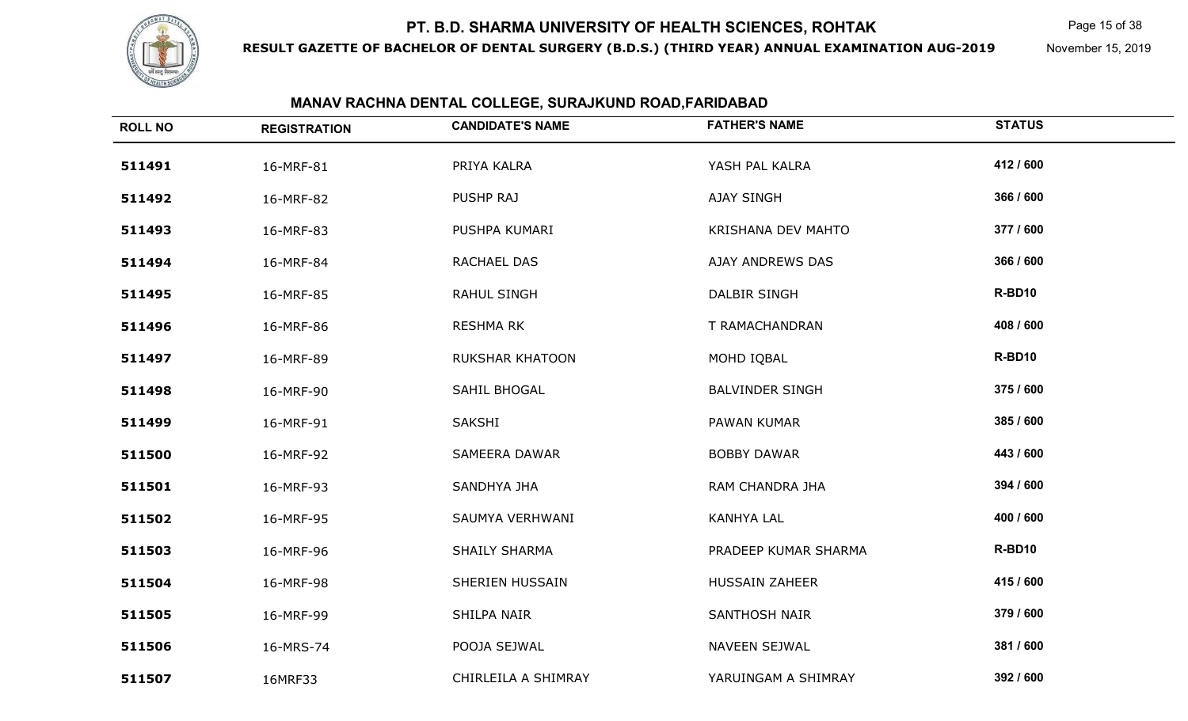# PT. B.D. SHARMA UNIVERSITY OF HEALTH SCIENCES, ROHTAK

**RESULT GAZETTE OF BACHELOR OF DENTAL SURGERY (B.D.S.) (THIRD YEAR) ANNUAL EXAMINATION AUG-2019**

November 15, 2019

## MANAV RACHNA DENTAL COLLEGE, SURAJKUND ROAD,FARIDABAD

| ROLL NO | REGISTRATION | CANDIDATE'S NAME | FATHER'S NAME | STATUS |
|---|---|---|---|---|
| 511491 | 16-MRF-81 | PRIYA KALRA | YASH PAL KALRA | 412 / 600 |
| 511492 | 16-MRF-82 | PUSHP RAJ | AJAY SINGH | 366 / 600 |
| 511493 | 16-MRF-83 | PUSHPA KUMARI | KRISHANA DEV MAHTO | 377 / 600 |
| 511494 | 16-MRF-84 | RACHAEL DAS | AJAY ANDREWS DAS | 366 / 600 |
| 511495 | 16-MRF-85 | RAHUL SINGH | DALBIR SINGH | R-BD10 |
| 511496 | 16-MRF-86 | RESHMA RK | T RAMACHANDRAN | 408 / 600 |
| 511497 | 16-MRF-89 | RUKSHAR KHATOON | MOHD IQBAL | R-BD10 |
| 511498 | 16-MRF-90 | SAHIL BHOGAL | BALVINDER SINGH | 375 / 600 |
| 511499 | 16-MRF-91 | SAKSHI | PAWAN KUMAR | 385 / 600 |
| 511500 | 16-MRF-92 | SAMEERA DAWAR | BOBBY DAWAR | 443 / 600 |
| 511501 | 16-MRF-93 | SANDHYA JHA | RAM CHANDRA JHA | 394 / 600 |
| 511502 | 16-MRF-95 | SAUMYA VERHWANI | KANHYA LAL | 400 / 600 |
| 511503 | 16-MRF-96 | SHAILY SHARMA | PRADEEP KUMAR SHARMA | R-BD10 |
| 511504 | 16-MRF-98 | SHERIEN HUSSAIN | HUSSAIN ZAHEER | 415 / 600 |
| 511505 | 16-MRF-99 | SHILPA NAIR | SANTHOSH NAIR | 379 / 600 |
| 511506 | 16-MRS-74 | POOJA SEJWAL | NAVEEN SEJWAL | 381 / 600 |
| 511507 | 16MRF33 | CHIRLEILA A SHIMRAY | YARUINGAM A SHIMRAY | 392 / 600 |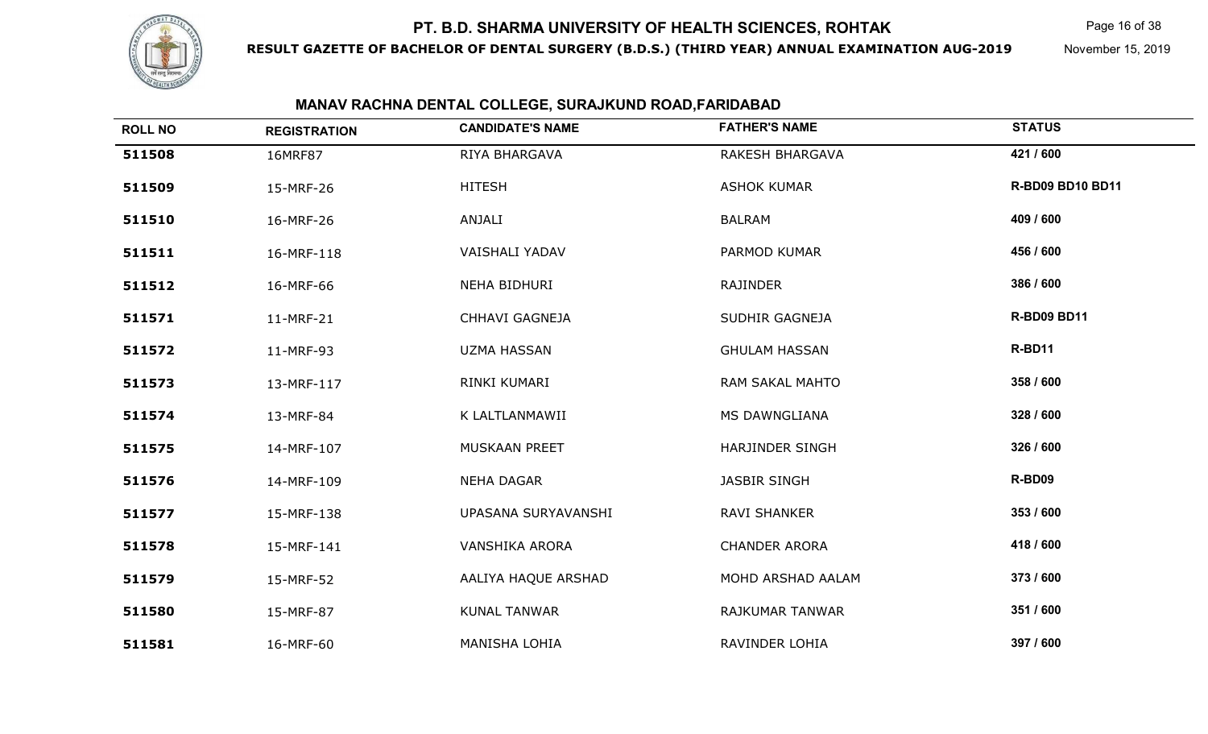# PT. B.D. SHARMA UNIVERSITY OF HEALTH SCIENCES, ROHTAK

**RESULT GAZETTE OF BACHELOR OF DENTAL SURGERY (B.D.S.) (THIRD YEAR) ANNUAL EXAMINATION AUG-2019**

November 15, 2019

## MANAV RACHNA DENTAL COLLEGE, SURAJKUND ROAD,FARIDABAD

| ROLL NO | REGISTRATION | CANDIDATE'S NAME | FATHER'S NAME | STATUS |
|---|---|---|---|---|
| 511508 | 16MRF87 | RIYA BHARGAVA | RAKESH BHARGAVA | 421 / 600 |
| 511509 | 15-MRF-26 | HITESH | ASHOK KUMAR | R-BD09 BD10 BD11 |
| 511510 | 16-MRF-26 | ANJALI | BALRAM | 409 / 600 |
| 511511 | 16-MRF-118 | VAISHALI YADAV | PARMOD KUMAR | 456 / 600 |
| 511512 | 16-MRF-66 | NEHA BIDHURI | RAJINDER | 386 / 600 |
| 511571 | 11-MRF-21 | CHHAVI GAGNEJA | SUDHIR GAGNEJA | R-BD09 BD11 |
| 511572 | 11-MRF-93 | UZMA HASSAN | GHULAM HASSAN | R-BD11 |
| 511573 | 13-MRF-117 | RINKI KUMARI | RAM SAKAL MAHTO | 358 / 600 |
| 511574 | 13-MRF-84 | K LALTLANMAWII | MS DAWNGLIANA | 328 / 600 |
| 511575 | 14-MRF-107 | MUSKAAN PREET | HARJINDER SINGH | 326 / 600 |
| 511576 | 14-MRF-109 | NEHA DAGAR | JASBIR SINGH | R-BD09 |
| 511577 | 15-MRF-138 | UPASANA SURYAVANSHI | RAVI SHANKER | 353 / 600 |
| 511578 | 15-MRF-141 | VANSHIKA ARORA | CHANDER ARORA | 418 / 600 |
| 511579 | 15-MRF-52 | AALIYA HAQUE ARSHAD | MOHD ARSHAD AALAM | 373 / 600 |
| 511580 | 15-MRF-87 | KUNAL TANWAR | RAJKUMAR TANWAR | 351 / 600 |
| 511581 | 16-MRF-60 | MANISHA LOHIA | RAVINDER LOHIA | 397 / 600 |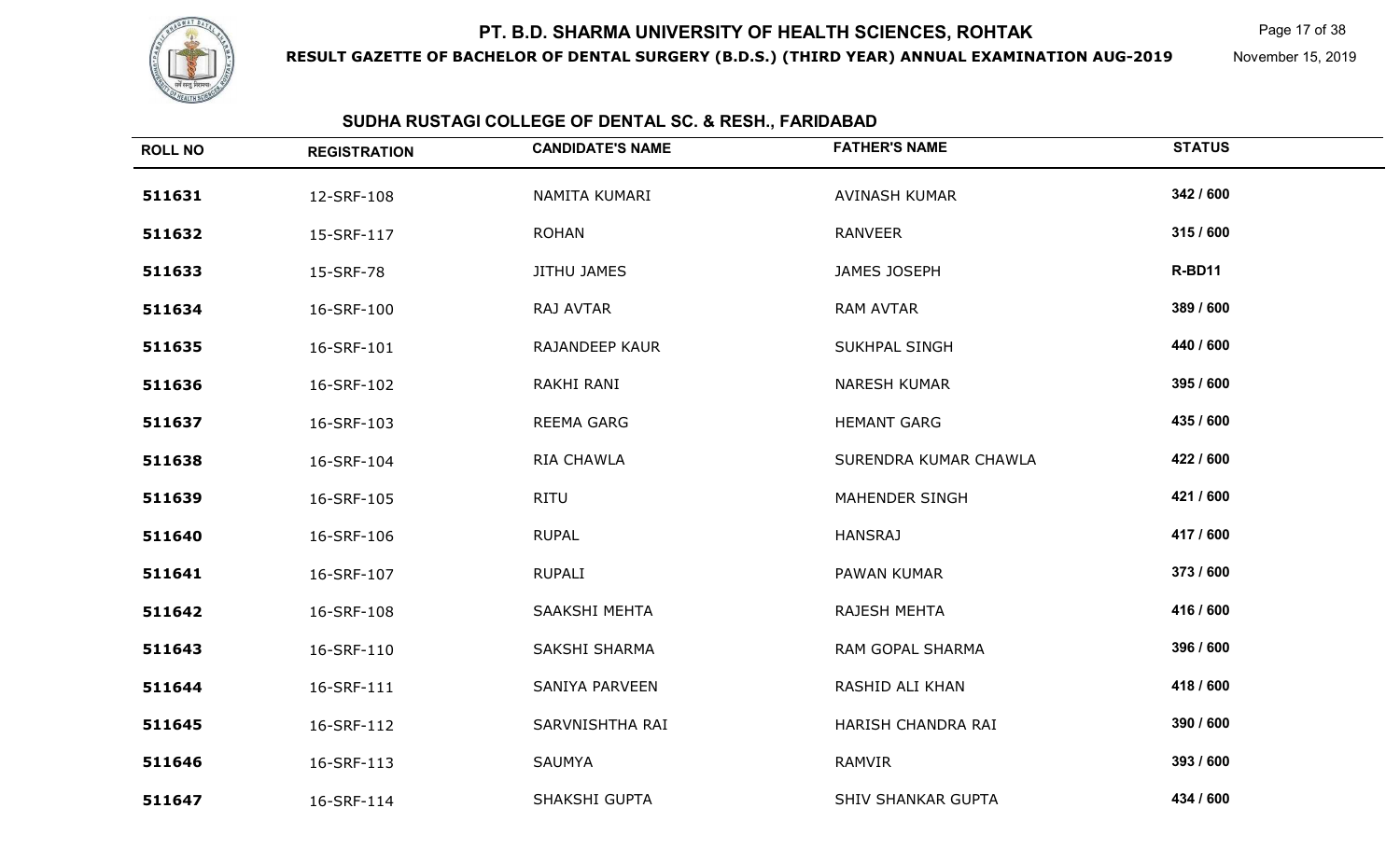# PT. B.D. SHARMA UNIVERSITY OF HEALTH SCIENCES, ROHTAK

**RESULT GAZETTE OF BACHELOR OF DENTAL SURGERY (B.D.S.) (THIRD YEAR) ANNUAL EXAMINATION AUG-2019**

November 15, 2019

## SUDHA RUSTAGI COLLEGE OF DENTAL SC. & RESH., FARIDABAD

| ROLL NO | REGISTRATION | CANDIDATE'S NAME | FATHER'S NAME | STATUS |
|---|---|---|---|---|
| **511631** | 12-SRF-108 | NAMITA KUMARI | AVINASH KUMAR | **342 / 600** |
| **511632** | 15-SRF-117 | ROHAN | RANVEER | **315 / 600** |
| **511633** | 15-SRF-78 | JITHU JAMES | JAMES JOSEPH | **R-BD11** |
| **511634** | 16-SRF-100 | RAJ AVTAR | RAM AVTAR | **389 / 600** |
| **511635** | 16-SRF-101 | RAJANDEEP KAUR | SUKHPAL SINGH | **440 / 600** |
| **511636** | 16-SRF-102 | RAKHI RANI | NARESH KUMAR | **395 / 600** |
| **511637** | 16-SRF-103 | REEMA GARG | HEMANT GARG | **435 / 600** |
| **511638** | 16-SRF-104 | RIA CHAWLA | SURENDRA KUMAR CHAWLA | **422 / 600** |
| **511639** | 16-SRF-105 | RITU | MAHENDER SINGH | **421 / 600** |
| **511640** | 16-SRF-106 | RUPAL | HANSRAJ | **417 / 600** |
| **511641** | 16-SRF-107 | RUPALI | PAWAN KUMAR | **373 / 600** |
| **511642** | 16-SRF-108 | SAAKSHI MEHTA | RAJESH MEHTA | **416 / 600** |
| **511643** | 16-SRF-110 | SAKSHI SHARMA | RAM GOPAL SHARMA | **396 / 600** |
| **511644** | 16-SRF-111 | SANIYA PARVEEN | RASHID ALI KHAN | **418 / 600** |
| **511645** | 16-SRF-112 | SARVNISHTHA RAI | HARISH CHANDRA RAI | **390 / 600** |
| **511646** | 16-SRF-113 | SAUMYA | RAMVIR | **393 / 600** |
| **511647** | 16-SRF-114 | SHAKSHI GUPTA | SHIV SHANKAR GUPTA | **434 / 600** |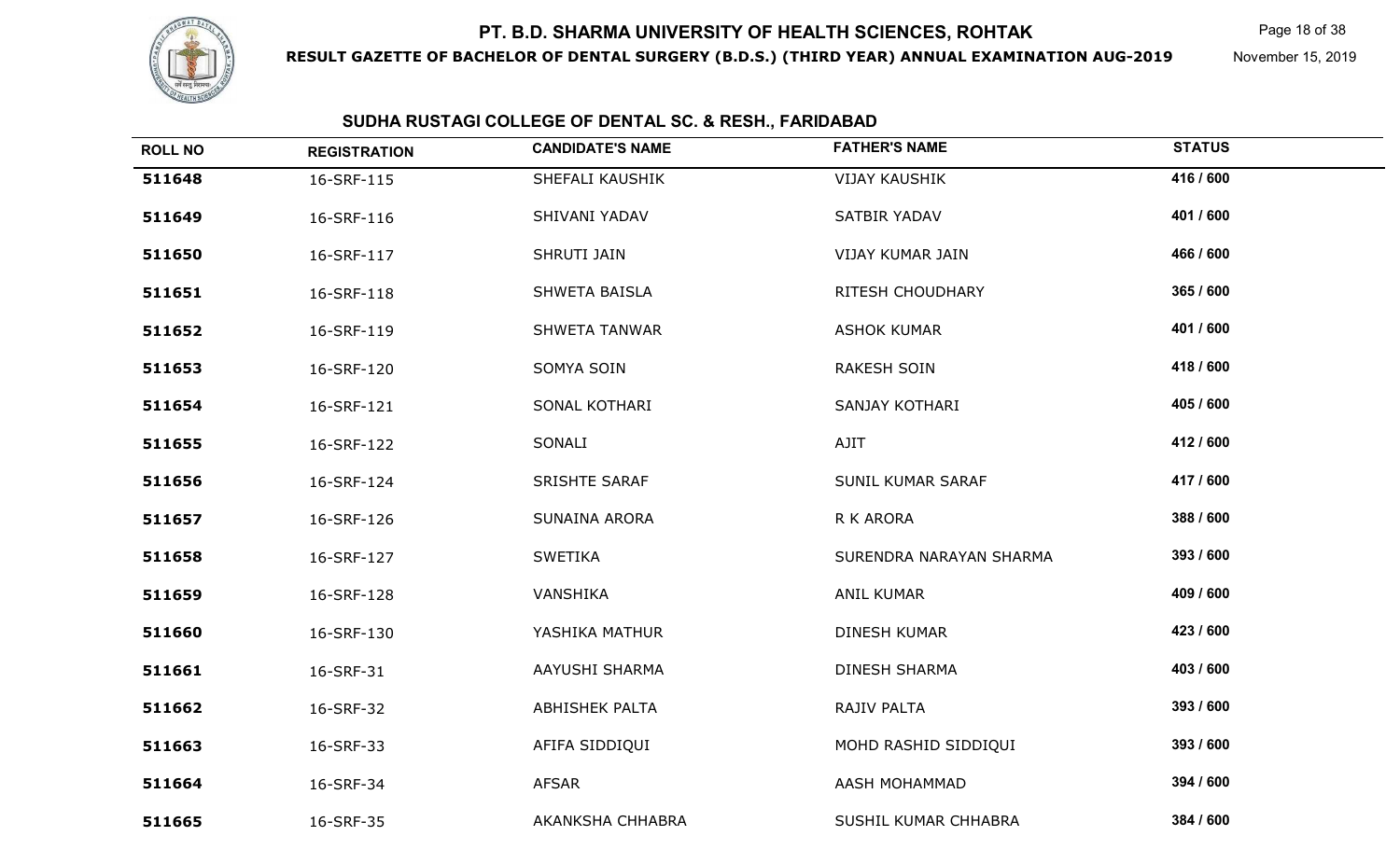# PT. B.D. SHARMA UNIVERSITY OF HEALTH SCIENCES, ROHTAK

**RESULT GAZETTE OF BACHELOR OF DENTAL SURGERY (B.D.S.) (THIRD YEAR) ANNUAL EXAMINATION AUG-2019**

November 15, 2019

## SUDHA RUSTAGI COLLEGE OF DENTAL SC. & RESH., FARIDABAD

| ROLL NO | REGISTRATION | CANDIDATE'S NAME | FATHER'S NAME | STATUS |
|---|---|---|---|---|
| 511648 | 16-SRF-115 | SHEFALI KAUSHIK | VIJAY KAUSHIK | 416 / 600 |
| 511649 | 16-SRF-116 | SHIVANI YADAV | SATBIR YADAV | 401 / 600 |
| 511650 | 16-SRF-117 | SHRUTI JAIN | VIJAY KUMAR JAIN | 466 / 600 |
| 511651 | 16-SRF-118 | SHWETA BAISLA | RITESH CHOUDHARY | 365 / 600 |
| 511652 | 16-SRF-119 | SHWETA TANWAR | ASHOK KUMAR | 401 / 600 |
| 511653 | 16-SRF-120 | SOMYA SOIN | RAKESH SOIN | 418 / 600 |
| 511654 | 16-SRF-121 | SONAL KOTHARI | SANJAY KOTHARI | 405 / 600 |
| 511655 | 16-SRF-122 | SONALI | AJIT | 412 / 600 |
| 511656 | 16-SRF-124 | SRISHTE SARAF | SUNIL KUMAR SARAF | 417 / 600 |
| 511657 | 16-SRF-126 | SUNAINA ARORA | R K ARORA | 388 / 600 |
| 511658 | 16-SRF-127 | SWETIKA | SURENDRA NARAYAN SHARMA | 393 / 600 |
| 511659 | 16-SRF-128 | VANSHIKA | ANIL KUMAR | 409 / 600 |
| 511660 | 16-SRF-130 | YASHIKA MATHUR | DINESH KUMAR | 423 / 600 |
| 511661 | 16-SRF-31 | AAYUSHI SHARMA | DINESH SHARMA | 403 / 600 |
| 511662 | 16-SRF-32 | ABHISHEK PALTA | RAJIV PALTA | 393 / 600 |
| 511663 | 16-SRF-33 | AFIFA SIDDIQUI | MOHD RASHID SIDDIQUI | 393 / 600 |
| 511664 | 16-SRF-34 | AFSAR | AASH MOHAMMAD | 394 / 600 |
| 511665 | 16-SRF-35 | AKANKSHA CHHABRA | SUSHIL KUMAR CHHABRA | 384 / 600 |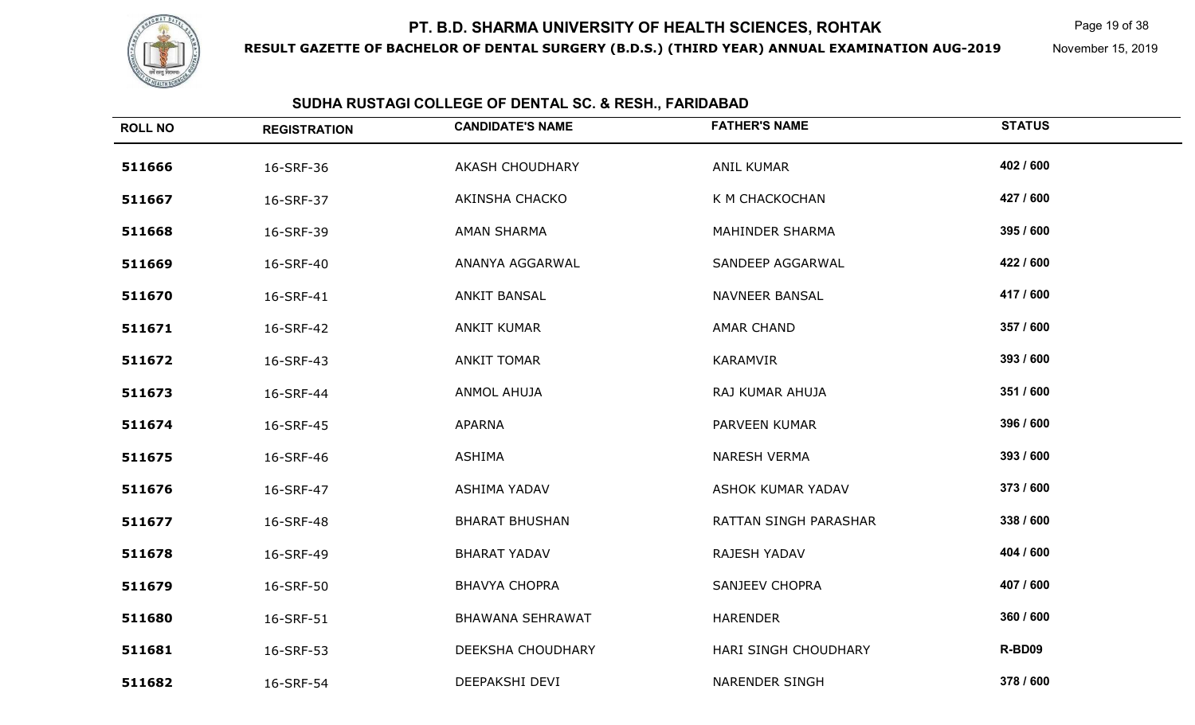# PT. B.D. SHARMA UNIVERSITY OF HEALTH SCIENCES, ROHTAK

**RESULT GAZETTE OF BACHELOR OF DENTAL SURGERY (B.D.S.) (THIRD YEAR) ANNUAL EXAMINATION AUG-2019**

November 15, 2019

## SUDHA RUSTAGI COLLEGE OF DENTAL SC. & RESH., FARIDABAD

| ROLL NO | REGISTRATION | CANDIDATE'S NAME | FATHER'S NAME | STATUS |
|---|---|---|---|---|
| 511666 | 16-SRF-36 | AKASH CHOUDHARY | ANIL KUMAR | 402 / 600 |
| 511667 | 16-SRF-37 | AKINSHA CHACKO | K M CHACKOCHAN | 427 / 600 |
| 511668 | 16-SRF-39 | AMAN SHARMA | MAHINDER SHARMA | 395 / 600 |
| 511669 | 16-SRF-40 | ANANYA AGGARWAL | SANDEEP AGGARWAL | 422 / 600 |
| 511670 | 16-SRF-41 | ANKIT BANSAL | NAVNEER BANSAL | 417 / 600 |
| 511671 | 16-SRF-42 | ANKIT KUMAR | AMAR CHAND | 357 / 600 |
| 511672 | 16-SRF-43 | ANKIT TOMAR | KARAMVIR | 393 / 600 |
| 511673 | 16-SRF-44 | ANMOL AHUJA | RAJ KUMAR AHUJA | 351 / 600 |
| 511674 | 16-SRF-45 | APARNA | PARVEEN KUMAR | 396 / 600 |
| 511675 | 16-SRF-46 | ASHIMA | NARESH VERMA | 393 / 600 |
| 511676 | 16-SRF-47 | ASHIMA YADAV | ASHOK KUMAR YADAV | 373 / 600 |
| 511677 | 16-SRF-48 | BHARAT BHUSHAN | RATTAN SINGH PARASHAR | 338 / 600 |
| 511678 | 16-SRF-49 | BHARAT YADAV | RAJESH YADAV | 404 / 600 |
| 511679 | 16-SRF-50 | BHAVYA CHOPRA | SANJEEV CHOPRA | 407 / 600 |
| 511680 | 16-SRF-51 | BHAWANA SEHRAWAT | HARENDER | 360 / 600 |
| 511681 | 16-SRF-53 | DEEKSHA CHOUDHARY | HARI SINGH CHOUDHARY | R-BD09 |
| 511682 | 16-SRF-54 | DEEPAKSHI DEVI | NARENDER SINGH | 378 / 600 |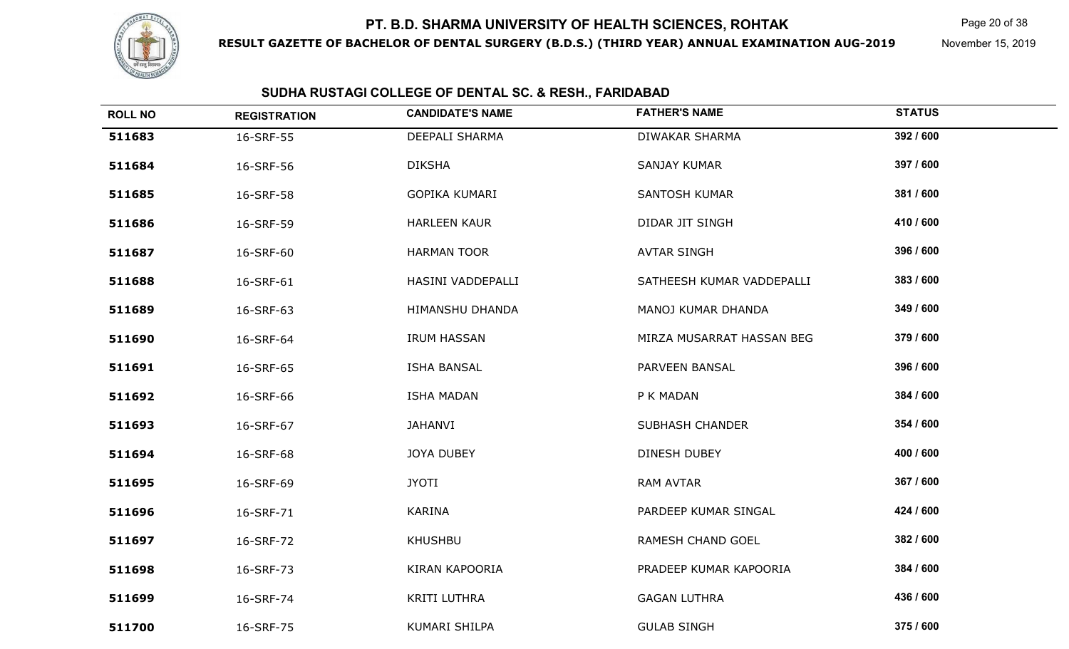# PT. B.D. SHARMA UNIVERSITY OF HEALTH SCIENCES, ROHTAK

**RESULT GAZETTE OF BACHELOR OF DENTAL SURGERY (B.D.S.) (THIRD YEAR) ANNUAL EXAMINATION AUG-2019**

November 15, 2019

## SUDHA RUSTAGI COLLEGE OF DENTAL SC. & RESH., FARIDABAD

| ROLL NO | REGISTRATION | CANDIDATE'S NAME | FATHER'S NAME | STATUS |
|---|---|---|---|---|
| 511683 | 16-SRF-55 | DEEPALI SHARMA | DIWAKAR SHARMA | 392 / 600 |
| 511684 | 16-SRF-56 | DIKSHA | SANJAY KUMAR | 397 / 600 |
| 511685 | 16-SRF-58 | GOPIKA KUMARI | SANTOSH KUMAR | 381 / 600 |
| 511686 | 16-SRF-59 | HARLEEN KAUR | DIDAR JIT SINGH | 410 / 600 |
| 511687 | 16-SRF-60 | HARMAN TOOR | AVTAR SINGH | 396 / 600 |
| 511688 | 16-SRF-61 | HASINI VADDEPALLI | SATHEESH KUMAR VADDEPALLI | 383 / 600 |
| 511689 | 16-SRF-63 | HIMANSHU DHANDA | MANOJ KUMAR DHANDA | 349 / 600 |
| 511690 | 16-SRF-64 | IRUM HASSAN | MIRZA MUSARRAT HASSAN BEG | 379 / 600 |
| 511691 | 16-SRF-65 | ISHA BANSAL | PARVEEN BANSAL | 396 / 600 |
| 511692 | 16-SRF-66 | ISHA MADAN | P K MADAN | 384 / 600 |
| 511693 | 16-SRF-67 | JAHANVI | SUBHASH CHANDER | 354 / 600 |
| 511694 | 16-SRF-68 | JOYA DUBEY | DINESH DUBEY | 400 / 600 |
| 511695 | 16-SRF-69 | JYOTI | RAM AVTAR | 367 / 600 |
| 511696 | 16-SRF-71 | KARINA | PARDEEP KUMAR SINGAL | 424 / 600 |
| 511697 | 16-SRF-72 | KHUSHBU | RAMESH CHAND GOEL | 382 / 600 |
| 511698 | 16-SRF-73 | KIRAN KAPOORIA | PRADEEP KUMAR KAPOORIA | 384 / 600 |
| 511699 | 16-SRF-74 | KRITI LUTHRA | GAGAN LUTHRA | 436 / 600 |
| 511700 | 16-SRF-75 | KUMARI SHILPA | GULAB SINGH | 375 / 600 |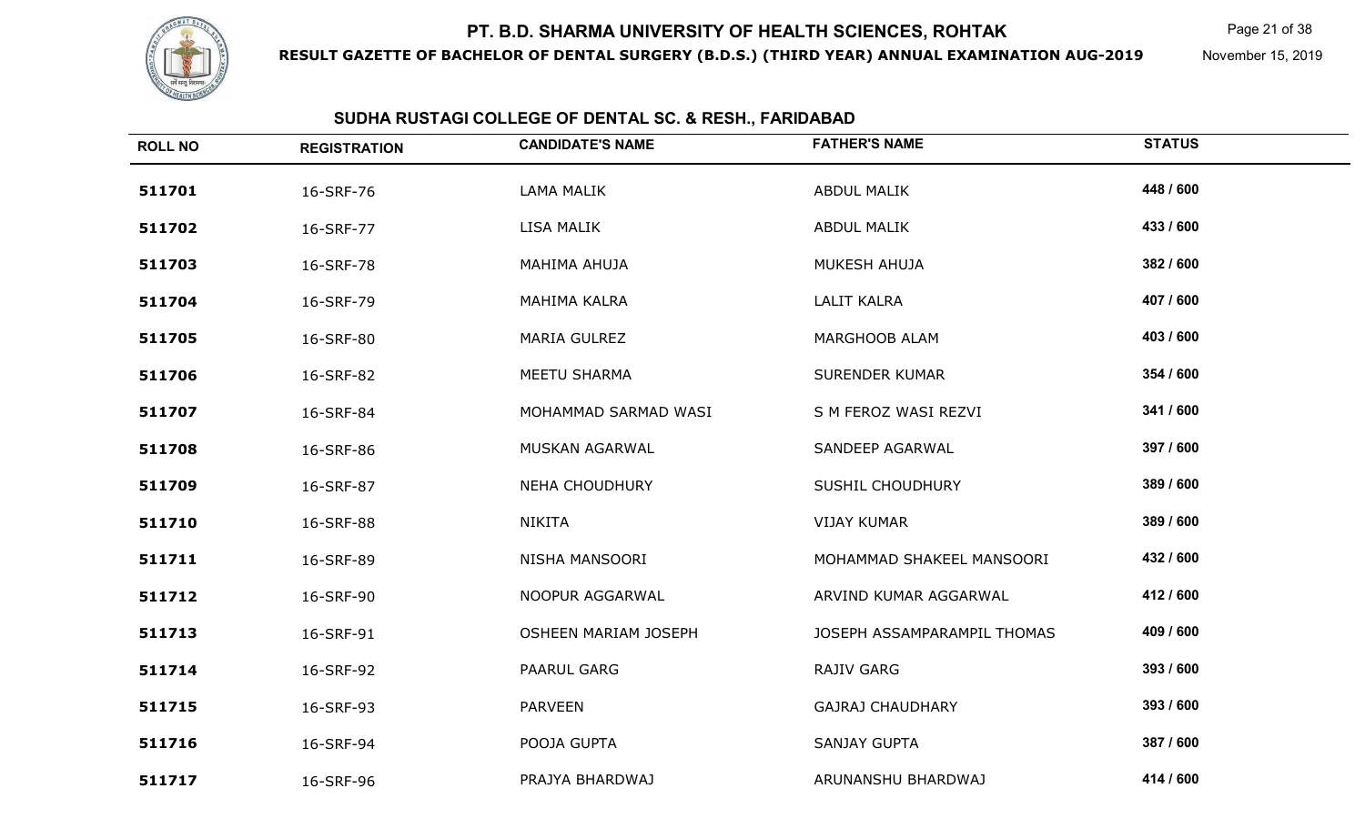# PT. B.D. SHARMA UNIVERSITY OF HEALTH SCIENCES, ROHTAK

**RESULT GAZETTE OF BACHELOR OF DENTAL SURGERY (B.D.S.) (THIRD YEAR) ANNUAL EXAMINATION AUG-2019**

November 15, 2019

## SUDHA RUSTAGI COLLEGE OF DENTAL SC. & RESH., FARIDABAD

| ROLL NO | REGISTRATION | CANDIDATE'S NAME | FATHER'S NAME | STATUS |
|---|---|---|---|---|
| 511701 | 16-SRF-76 | LAMA MALIK | ABDUL MALIK | 448 / 600 |
| 511702 | 16-SRF-77 | LISA MALIK | ABDUL MALIK | 433 / 600 |
| 511703 | 16-SRF-78 | MAHIMA AHUJA | MUKESH AHUJA | 382 / 600 |
| 511704 | 16-SRF-79 | MAHIMA KALRA | LALIT KALRA | 407 / 600 |
| 511705 | 16-SRF-80 | MARIA GULREZ | MARGHOOB ALAM | 403 / 600 |
| 511706 | 16-SRF-82 | MEETU SHARMA | SURENDER KUMAR | 354 / 600 |
| 511707 | 16-SRF-84 | MOHAMMAD SARMAD WASI | S M FEROZ WASI REZVI | 341 / 600 |
| 511708 | 16-SRF-86 | MUSKAN AGARWAL | SANDEEP AGARWAL | 397 / 600 |
| 511709 | 16-SRF-87 | NEHA CHOUDHURY | SUSHIL CHOUDHURY | 389 / 600 |
| 511710 | 16-SRF-88 | NIKITA | VIJAY KUMAR | 389 / 600 |
| 511711 | 16-SRF-89 | NISHA MANSOORI | MOHAMMAD SHAKEEL MANSOORI | 432 / 600 |
| 511712 | 16-SRF-90 | NOOPUR AGGARWAL | ARVIND KUMAR AGGARWAL | 412 / 600 |
| 511713 | 16-SRF-91 | OSHEEN MARIAM JOSEPH | JOSEPH ASSAMPARAMPIL THOMAS | 409 / 600 |
| 511714 | 16-SRF-92 | PAARUL GARG | RAJIV GARG | 393 / 600 |
| 511715 | 16-SRF-93 | PARVEEN | GAJRAJ CHAUDHARY | 393 / 600 |
| 511716 | 16-SRF-94 | POOJA GUPTA | SANJAY GUPTA | 387 / 600 |
| 511717 | 16-SRF-96 | PRAJYA BHARDWAJ | ARUNANSHU BHARDWAJ | 414 / 600 |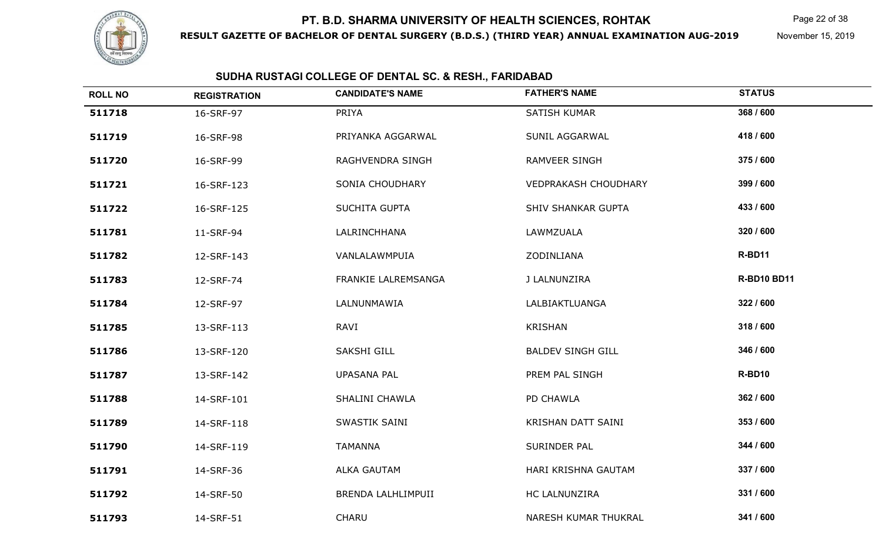# PT. B.D. SHARMA UNIVERSITY OF HEALTH SCIENCES, ROHTAK

**RESULT GAZETTE OF BACHELOR OF DENTAL SURGERY (B.D.S.) (THIRD YEAR) ANNUAL EXAMINATION AUG-2019**

November 15, 2019

## SUDHA RUSTAGI COLLEGE OF DENTAL SC. & RESH., FARIDABAD

| ROLL NO | REGISTRATION | CANDIDATE'S NAME | FATHER'S NAME | STATUS |
|---|---|---|---|---|
| 511718 | 16-SRF-97 | PRIYA | SATISH KUMAR | 368 / 600 |
| 511719 | 16-SRF-98 | PRIYANKA AGGARWAL | SUNIL AGGARWAL | 418 / 600 |
| 511720 | 16-SRF-99 | RAGHVENDRA SINGH | RAMVEER SINGH | 375 / 600 |
| 511721 | 16-SRF-123 | SONIA CHOUDHARY | VEDPRAKASH CHOUDHARY | 399 / 600 |
| 511722 | 16-SRF-125 | SUCHITA GUPTA | SHIV SHANKAR GUPTA | 433 / 600 |
| 511781 | 11-SRF-94 | LALRINCHHANA | LAWMZUALA | 320 / 600 |
| 511782 | 12-SRF-143 | VANLALAWMPUIA | ZODINLIANA | R-BD11 |
| 511783 | 12-SRF-74 | FRANKIE LALREMSANGA | J LALNUNZIRA | R-BD10 BD11 |
| 511784 | 12-SRF-97 | LALNUNMAWIA | LALBIAKTLUANGA | 322 / 600 |
| 511785 | 13-SRF-113 | RAVI | KRISHAN | 318 / 600 |
| 511786 | 13-SRF-120 | SAKSHI GILL | BALDEV SINGH GILL | 346 / 600 |
| 511787 | 13-SRF-142 | UPASANA PAL | PREM PAL SINGH | R-BD10 |
| 511788 | 14-SRF-101 | SHALINI CHAWLA | PD CHAWLA | 362 / 600 |
| 511789 | 14-SRF-118 | SWASTIK SAINI | KRISHAN DATT SAINI | 353 / 600 |
| 511790 | 14-SRF-119 | TAMANNA | SURINDER PAL | 344 / 600 |
| 511791 | 14-SRF-36 | ALKA GAUTAM | HARI KRISHNA GAUTAM | 337 / 600 |
| 511792 | 14-SRF-50 | BRENDA LALHLIMPUII | HC LALNUNZIRA | 331 / 600 |
| 511793 | 14-SRF-51 | CHARU | NARESH KUMAR THUKRAL | 341 / 600 |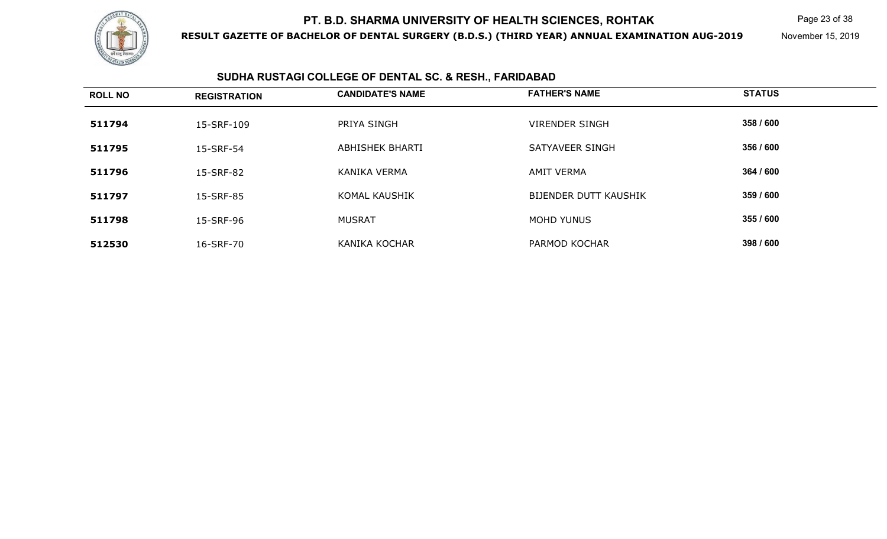## SUDHA RUSTAGI COLLEGE OF DENTAL SC. & RESH., FARIDABAD

| ROLL NO | REGISTRATION | CANDIDATE'S NAME | FATHER'S NAME | STATUS |
|---|---|---|---|---|
| 511794 | 15-SRF-109 | PRIYA SINGH | VIRENDER SINGH | 358 / 600 |
| 511795 | 15-SRF-54 | ABHISHEK BHARTI | SATYAVEER SINGH | 356 / 600 |
| 511796 | 15-SRF-82 | KANIKA VERMA | AMIT VERMA | 364 / 600 |
| 511797 | 15-SRF-85 | KOMAL KAUSHIK | BIJENDER DUTT KAUSHIK | 359 / 600 |
| 511798 | 15-SRF-96 | MUSRAT | MOHD YUNUS | 355 / 600 |
| 512530 | 16-SRF-70 | KANIKA KOCHAR | PARMOD KOCHAR | 398 / 600 |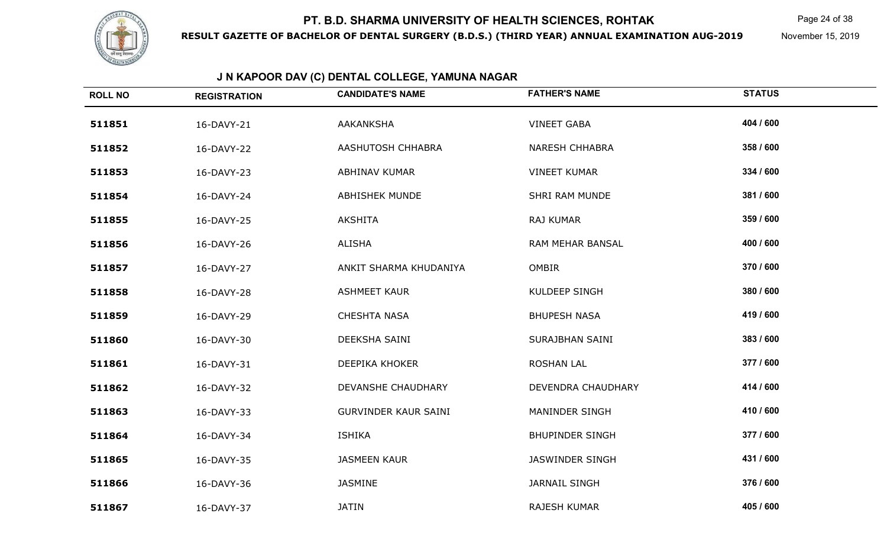# PT. B.D. SHARMA UNIVERSITY OF HEALTH SCIENCES, ROHTAK

**RESULT GAZETTE OF BACHELOR OF DENTAL SURGERY (B.D.S.) (THIRD YEAR) ANNUAL EXAMINATION AUG-2019**

November 15, 2019

## J N KAPOOR DAV (C) DENTAL COLLEGE, YAMUNA NAGAR

| ROLL NO | REGISTRATION | CANDIDATE'S NAME | FATHER'S NAME | STATUS |
|---|---|---|---|---|
| 511851 | 16-DAVY-21 | AAKANKSHA | VINEET GABA | 404 / 600 |
| 511852 | 16-DAVY-22 | AASHUTOSH CHHABRA | NARESH CHHABRA | 358 / 600 |
| 511853 | 16-DAVY-23 | ABHINAV KUMAR | VINEET KUMAR | 334 / 600 |
| 511854 | 16-DAVY-24 | ABHISHEK MUNDE | SHRI RAM MUNDE | 381 / 600 |
| 511855 | 16-DAVY-25 | AKSHITA | RAJ KUMAR | 359 / 600 |
| 511856 | 16-DAVY-26 | ALISHA | RAM MEHAR BANSAL | 400 / 600 |
| 511857 | 16-DAVY-27 | ANKIT SHARMA KHUDANIYA | OMBIR | 370 / 600 |
| 511858 | 16-DAVY-28 | ASHMEET KAUR | KULDEEP SINGH | 380 / 600 |
| 511859 | 16-DAVY-29 | CHESHTA NASA | BHUPESH NASA | 419 / 600 |
| 511860 | 16-DAVY-30 | DEEKSHA SAINI | SURAJBHAN SAINI | 383 / 600 |
| 511861 | 16-DAVY-31 | DEEPIKA KHOKER | ROSHAN LAL | 377 / 600 |
| 511862 | 16-DAVY-32 | DEVANSHE CHAUDHARY | DEVENDRA CHAUDHARY | 414 / 600 |
| 511863 | 16-DAVY-33 | GURVINDER KAUR SAINI | MANINDER SINGH | 410 / 600 |
| 511864 | 16-DAVY-34 | ISHIKA | BHUPINDER SINGH | 377 / 600 |
| 511865 | 16-DAVY-35 | JASMEEN KAUR | JASWINDER SINGH | 431 / 600 |
| 511866 | 16-DAVY-36 | JASMINE | JARNAIL SINGH | 376 / 600 |
| 511867 | 16-DAVY-37 | JATIN | RAJESH KUMAR | 405 / 600 |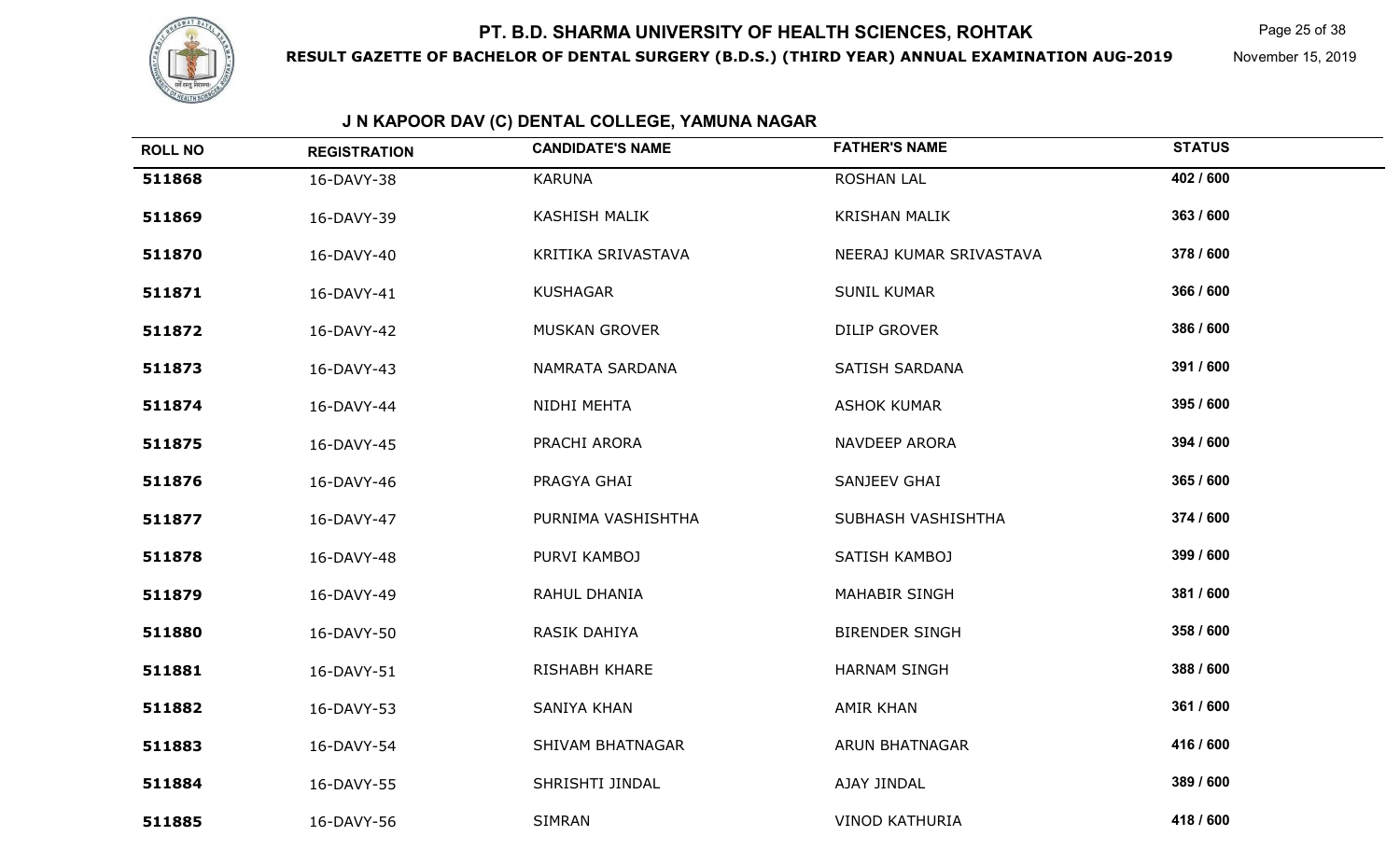# PT. B.D. SHARMA UNIVERSITY OF HEALTH SCIENCES, ROHTAK

**RESULT GAZETTE OF BACHELOR OF DENTAL SURGERY (B.D.S.) (THIRD YEAR) ANNUAL EXAMINATION AUG-2019**

November 15, 2019

## J N KAPOOR DAV (C) DENTAL COLLEGE, YAMUNA NAGAR

| ROLL NO | REGISTRATION | CANDIDATE'S NAME | FATHER'S NAME | STATUS |
|---|---|---|---|---|
| 511868 | 16-DAVY-38 | KARUNA | ROSHAN LAL | 402 / 600 |
| 511869 | 16-DAVY-39 | KASHISH MALIK | KRISHAN MALIK | 363 / 600 |
| 511870 | 16-DAVY-40 | KRITIKA SRIVASTAVA | NEERAJ KUMAR SRIVASTAVA | 378 / 600 |
| 511871 | 16-DAVY-41 | KUSHAGAR | SUNIL KUMAR | 366 / 600 |
| 511872 | 16-DAVY-42 | MUSKAN GROVER | DILIP GROVER | 386 / 600 |
| 511873 | 16-DAVY-43 | NAMRATA SARDANA | SATISH SARDANA | 391 / 600 |
| 511874 | 16-DAVY-44 | NIDHI MEHTA | ASHOK KUMAR | 395 / 600 |
| 511875 | 16-DAVY-45 | PRACHI ARORA | NAVDEEP ARORA | 394 / 600 |
| 511876 | 16-DAVY-46 | PRAGYA GHAI | SANJEEV GHAI | 365 / 600 |
| 511877 | 16-DAVY-47 | PURNIMA VASHISHTHA | SUBHASH VASHISHTHA | 374 / 600 |
| 511878 | 16-DAVY-48 | PURVI KAMBOJ | SATISH KAMBOJ | 399 / 600 |
| 511879 | 16-DAVY-49 | RAHUL DHANIA | MAHABIR SINGH | 381 / 600 |
| 511880 | 16-DAVY-50 | RASIK DAHIYA | BIRENDER SINGH | 358 / 600 |
| 511881 | 16-DAVY-51 | RISHABH KHARE | HARNAM SINGH | 388 / 600 |
| 511882 | 16-DAVY-53 | SANIYA KHAN | AMIR KHAN | 361 / 600 |
| 511883 | 16-DAVY-54 | SHIVAM BHATNAGAR | ARUN BHATNAGAR | 416 / 600 |
| 511884 | 16-DAVY-55 | SHRISHTI JINDAL | AJAY JINDAL | 389 / 600 |
| 511885 | 16-DAVY-56 | SIMRAN | VINOD KATHURIA | 418 / 600 |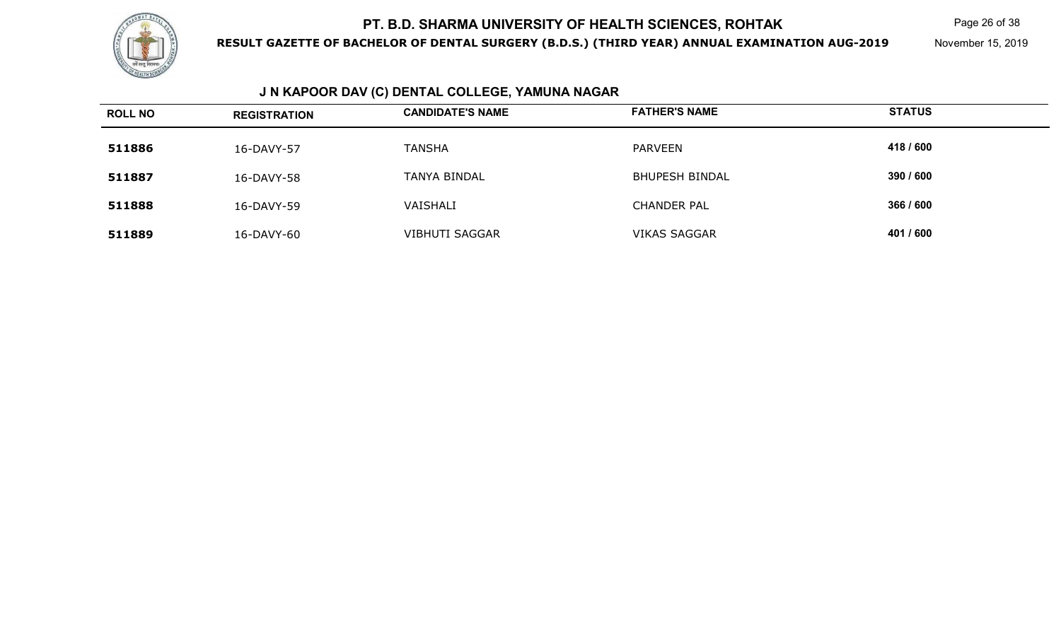## J N KAPOOR DAV (C) DENTAL COLLEGE, YAMUNA NAGAR

| ROLL NO | REGISTRATION | CANDIDATE'S NAME | FATHER'S NAME | STATUS |
|---|---|---|---|---|
| 511886 | 16-DAVY-57 | TANSHA | PARVEEN | 418 / 600 |
| 511887 | 16-DAVY-58 | TANYA BINDAL | BHUPESH BINDAL | 390 / 600 |
| 511888 | 16-DAVY-59 | VAISHALI | CHANDER PAL | 366 / 600 |
| 511889 | 16-DAVY-60 | VIBHUTI SAGGAR | VIKAS SAGGAR | 401 / 600 |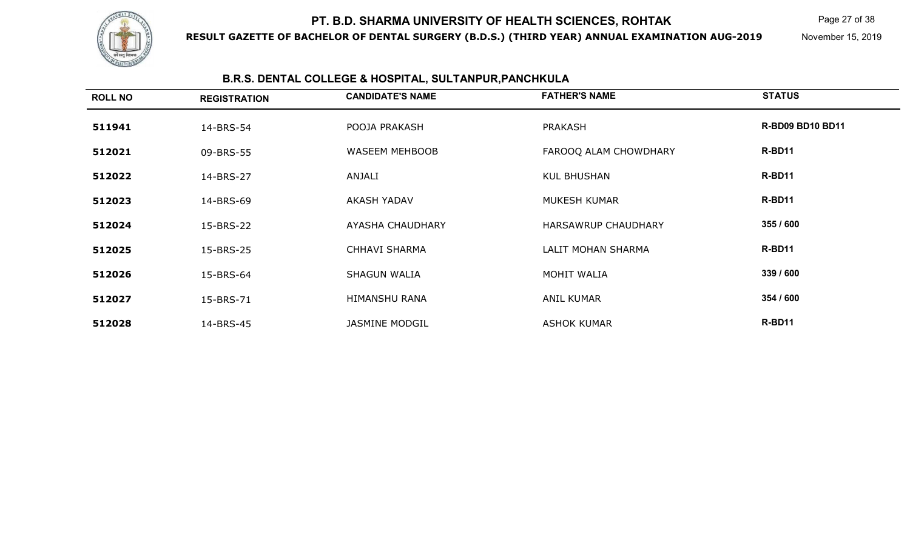## B.R.S. DENTAL COLLEGE & HOSPITAL, SULTANPUR,PANCHKULA

| ROLL NO | REGISTRATION | CANDIDATE'S NAME | FATHER'S NAME | STATUS |
|---|---|---|---|---|
| 511941 | 14-BRS-54 | POOJA PRAKASH | PRAKASH | R-BD09 BD10 BD11 |
| 512021 | 09-BRS-55 | WASEEM MEHBOOB | FAROOQ ALAM CHOWDHARY | R-BD11 |
| 512022 | 14-BRS-27 | ANJALI | KUL BHUSHAN | R-BD11 |
| 512023 | 14-BRS-69 | AKASH YADAV | MUKESH KUMAR | R-BD11 |
| 512024 | 15-BRS-22 | AYASHA CHAUDHARY | HARSAWRUP CHAUDHARY | 355 / 600 |
| 512025 | 15-BRS-25 | CHHAVI SHARMA | LALIT MOHAN SHARMA | R-BD11 |
| 512026 | 15-BRS-64 | SHAGUN WALIA | MOHIT WALIA | 339 / 600 |
| 512027 | 15-BRS-71 | HIMANSHU RANA | ANIL KUMAR | 354 / 600 |
| 512028 | 14-BRS-45 | JASMINE MODGIL | ASHOK KUMAR | R-BD11 |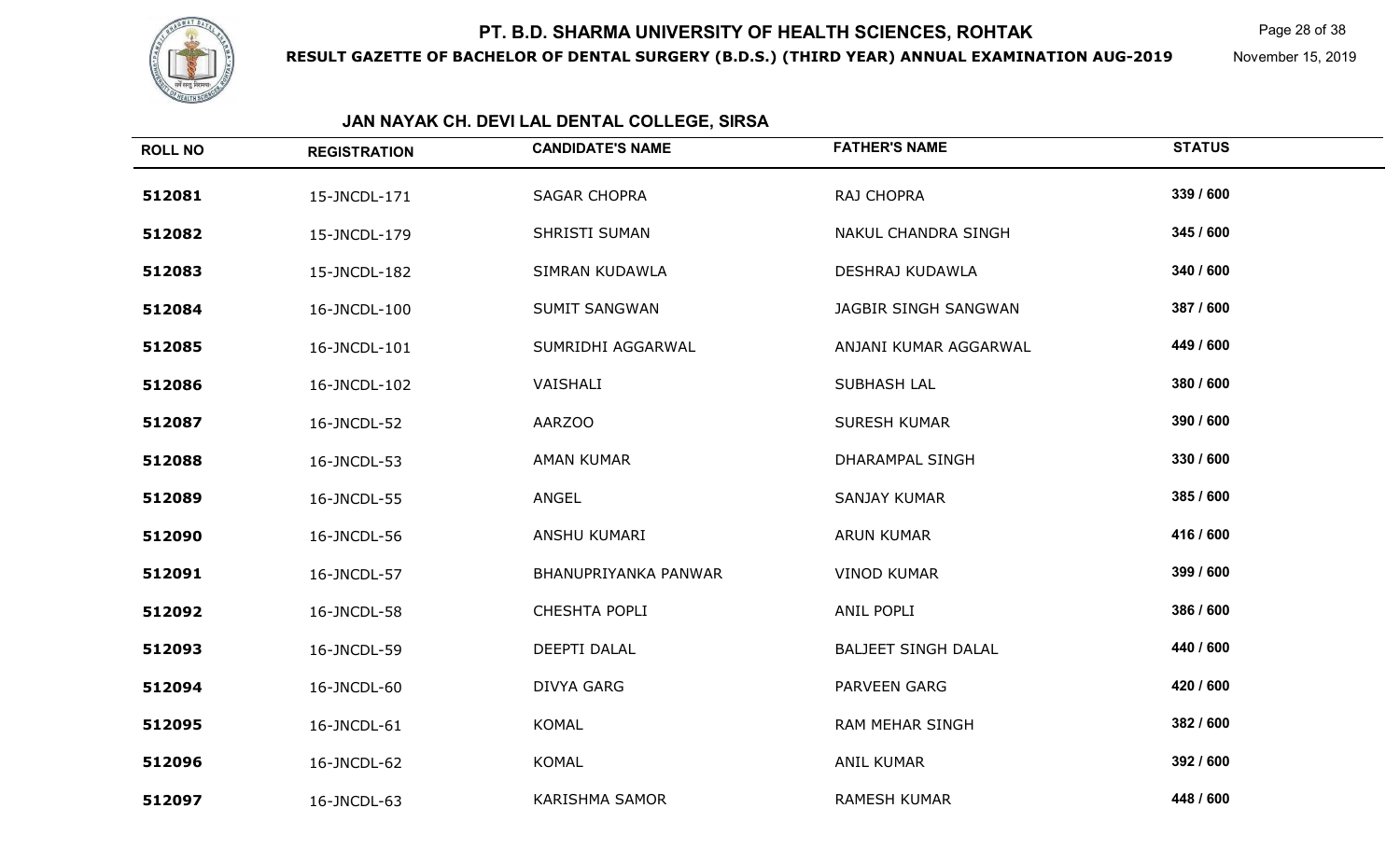# PT. B.D. SHARMA UNIVERSITY OF HEALTH SCIENCES, ROHTAK

**RESULT GAZETTE OF BACHELOR OF DENTAL SURGERY (B.D.S.) (THIRD YEAR) ANNUAL EXAMINATION AUG-2019**

November 15, 2019

## JAN NAYAK CH. DEVI LAL DENTAL COLLEGE, SIRSA

| ROLL NO | REGISTRATION | CANDIDATE'S NAME | FATHER'S NAME | STATUS |
|---|---|---|---|---|
| 512081 | 15-JNCDL-171 | SAGAR CHOPRA | RAJ CHOPRA | 339 / 600 |
| 512082 | 15-JNCDL-179 | SHRISTI SUMAN | NAKUL CHANDRA SINGH | 345 / 600 |
| 512083 | 15-JNCDL-182 | SIMRAN KUDAWLA | DESHRAJ KUDAWLA | 340 / 600 |
| 512084 | 16-JNCDL-100 | SUMIT SANGWAN | JAGBIR SINGH SANGWAN | 387 / 600 |
| 512085 | 16-JNCDL-101 | SUMRIDHI AGGARWAL | ANJANI KUMAR AGGARWAL | 449 / 600 |
| 512086 | 16-JNCDL-102 | VAISHALI | SUBHASH LAL | 380 / 600 |
| 512087 | 16-JNCDL-52 | AARZOO | SURESH KUMAR | 390 / 600 |
| 512088 | 16-JNCDL-53 | AMAN KUMAR | DHARAMPAL SINGH | 330 / 600 |
| 512089 | 16-JNCDL-55 | ANGEL | SANJAY KUMAR | 385 / 600 |
| 512090 | 16-JNCDL-56 | ANSHU KUMARI | ARUN KUMAR | 416 / 600 |
| 512091 | 16-JNCDL-57 | BHANUPRIYANKA PANWAR | VINOD KUMAR | 399 / 600 |
| 512092 | 16-JNCDL-58 | CHESHTA POPLI | ANIL POPLI | 386 / 600 |
| 512093 | 16-JNCDL-59 | DEEPTI DALAL | BALJEET SINGH DALAL | 440 / 600 |
| 512094 | 16-JNCDL-60 | DIVYA GARG | PARVEEN GARG | 420 / 600 |
| 512095 | 16-JNCDL-61 | KOMAL | RAM MEHAR SINGH | 382 / 600 |
| 512096 | 16-JNCDL-62 | KOMAL | ANIL KUMAR | 392 / 600 |
| 512097 | 16-JNCDL-63 | KARISHMA SAMOR | RAMESH KUMAR | 448 / 600 |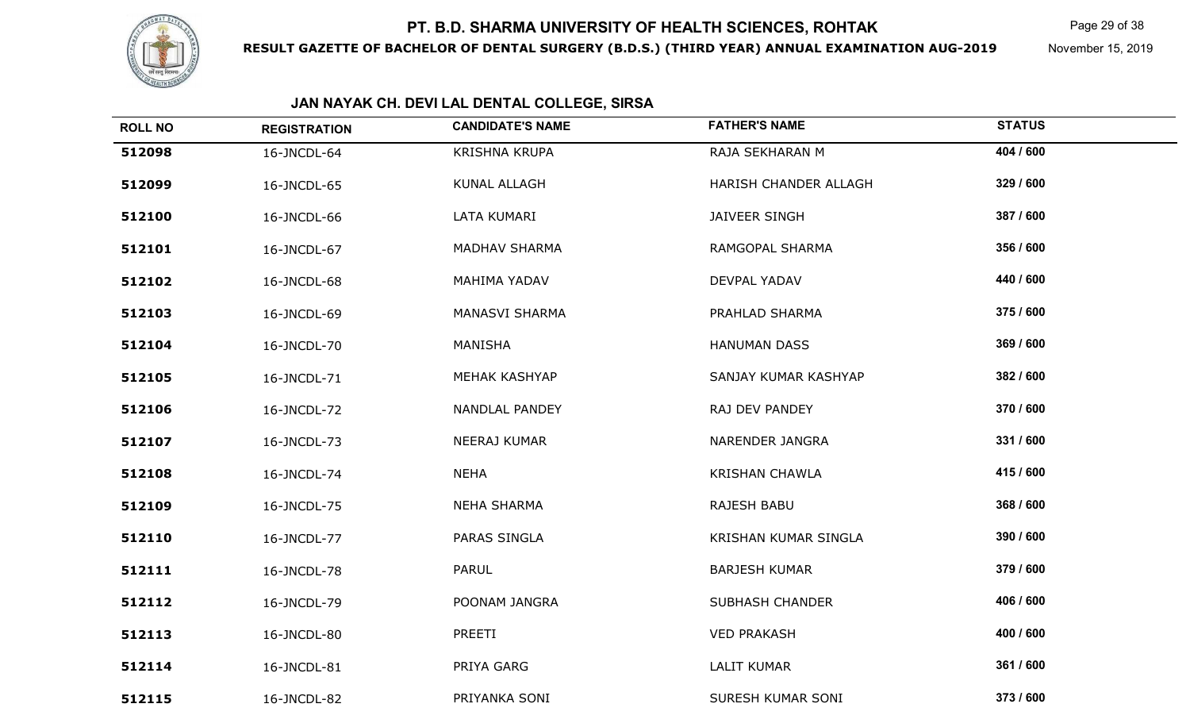# PT. B.D. SHARMA UNIVERSITY OF HEALTH SCIENCES, ROHTAK

**RESULT GAZETTE OF BACHELOR OF DENTAL SURGERY (B.D.S.) (THIRD YEAR) ANNUAL EXAMINATION AUG-2019**

November 15, 2019

## JAN NAYAK CH. DEVI LAL DENTAL COLLEGE, SIRSA

| ROLL NO | REGISTRATION | CANDIDATE'S NAME | FATHER'S NAME | STATUS |
|---|---|---|---|---|
| 512098 | 16-JNCDL-64 | KRISHNA KRUPA | RAJA SEKHARAN M | 404 / 600 |
| 512099 | 16-JNCDL-65 | KUNAL ALLAGH | HARISH CHANDER ALLAGH | 329 / 600 |
| 512100 | 16-JNCDL-66 | LATA KUMARI | JAIVEER SINGH | 387 / 600 |
| 512101 | 16-JNCDL-67 | MADHAV SHARMA | RAMGOPAL SHARMA | 356 / 600 |
| 512102 | 16-JNCDL-68 | MAHIMA YADAV | DEVPAL YADAV | 440 / 600 |
| 512103 | 16-JNCDL-69 | MANASVI SHARMA | PRAHLAD SHARMA | 375 / 600 |
| 512104 | 16-JNCDL-70 | MANISHA | HANUMAN DASS | 369 / 600 |
| 512105 | 16-JNCDL-71 | MEHAK KASHYAP | SANJAY KUMAR KASHYAP | 382 / 600 |
| 512106 | 16-JNCDL-72 | NANDLAL PANDEY | RAJ DEV PANDEY | 370 / 600 |
| 512107 | 16-JNCDL-73 | NEERAJ KUMAR | NARENDER JANGRA | 331 / 600 |
| 512108 | 16-JNCDL-74 | NEHA | KRISHAN CHAWLA | 415 / 600 |
| 512109 | 16-JNCDL-75 | NEHA SHARMA | RAJESH BABU | 368 / 600 |
| 512110 | 16-JNCDL-77 | PARAS SINGLA | KRISHAN KUMAR SINGLA | 390 / 600 |
| 512111 | 16-JNCDL-78 | PARUL | BARJESH KUMAR | 379 / 600 |
| 512112 | 16-JNCDL-79 | POONAM JANGRA | SUBHASH CHANDER | 406 / 600 |
| 512113 | 16-JNCDL-80 | PREETI | VED PRAKASH | 400 / 600 |
| 512114 | 16-JNCDL-81 | PRIYA GARG | LALIT KUMAR | 361 / 600 |
| 512115 | 16-JNCDL-82 | PRIYANKA SONI | SURESH KUMAR SONI | 373 / 600 |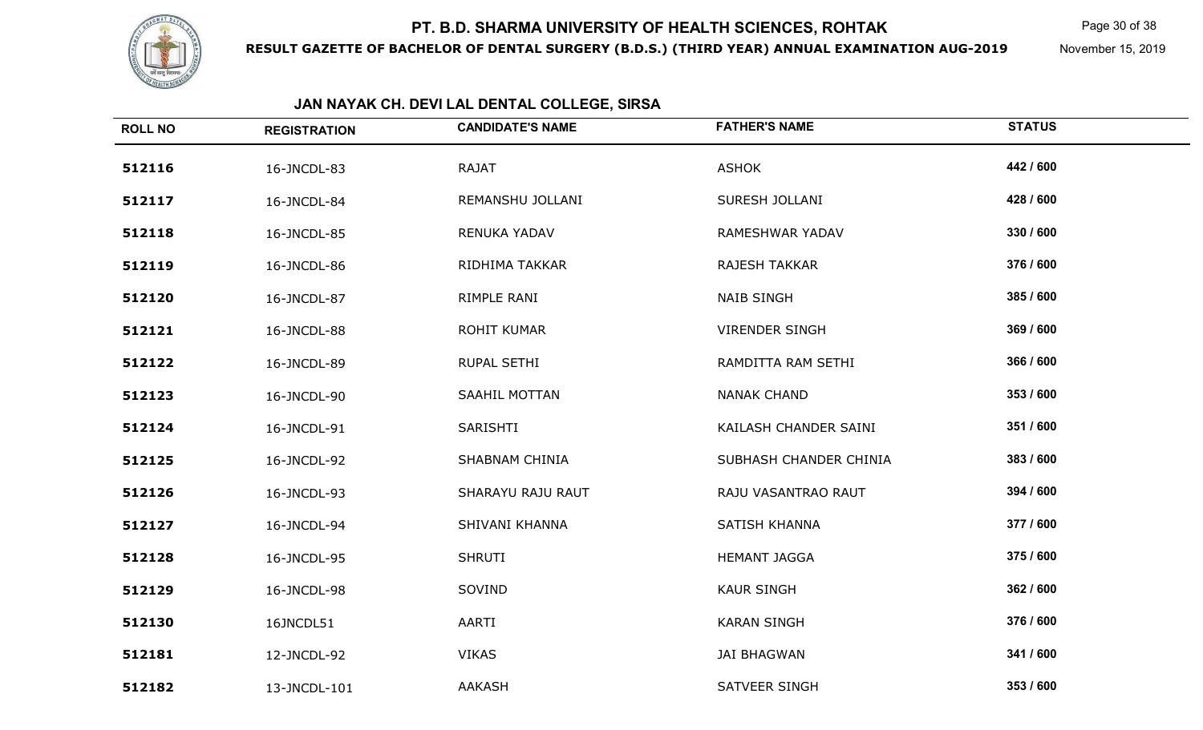# PT. B.D. SHARMA UNIVERSITY OF HEALTH SCIENCES, ROHTAK

**RESULT GAZETTE OF BACHELOR OF DENTAL SURGERY (B.D.S.) (THIRD YEAR) ANNUAL EXAMINATION AUG-2019**

November 15, 2019

## JAN NAYAK CH. DEVI LAL DENTAL COLLEGE, SIRSA

| ROLL NO | REGISTRATION | CANDIDATE'S NAME | FATHER'S NAME | STATUS |
|---|---|---|---|---|
| 512116 | 16-JNCDL-83 | RAJAT | ASHOK | 442 / 600 |
| 512117 | 16-JNCDL-84 | REMANSHU JOLLANI | SURESH JOLLANI | 428 / 600 |
| 512118 | 16-JNCDL-85 | RENUKA YADAV | RAMESHWAR YADAV | 330 / 600 |
| 512119 | 16-JNCDL-86 | RIDHIMA TAKKAR | RAJESH TAKKAR | 376 / 600 |
| 512120 | 16-JNCDL-87 | RIMPLE RANI | NAIB SINGH | 385 / 600 |
| 512121 | 16-JNCDL-88 | ROHIT KUMAR | VIRENDER SINGH | 369 / 600 |
| 512122 | 16-JNCDL-89 | RUPAL SETHI | RAMDITTA RAM SETHI | 366 / 600 |
| 512123 | 16-JNCDL-90 | SAAHIL MOTTAN | NANAK CHAND | 353 / 600 |
| 512124 | 16-JNCDL-91 | SARISHTI | KAILASH CHANDER SAINI | 351 / 600 |
| 512125 | 16-JNCDL-92 | SHABNAM CHINIA | SUBHASH CHANDER CHINIA | 383 / 600 |
| 512126 | 16-JNCDL-93 | SHARAYU RAJU RAUT | RAJU VASANTRAO RAUT | 394 / 600 |
| 512127 | 16-JNCDL-94 | SHIVANI KHANNA | SATISH KHANNA | 377 / 600 |
| 512128 | 16-JNCDL-95 | SHRUTI | HEMANT JAGGA | 375 / 600 |
| 512129 | 16-JNCDL-98 | SOVIND | KAUR SINGH | 362 / 600 |
| 512130 | 16JNCDL51 | AARTI | KARAN SINGH | 376 / 600 |
| 512181 | 12-JNCDL-92 | VIKAS | JAI BHAGWAN | 341 / 600 |
| 512182 | 13-JNCDL-101 | AAKASH | SATVEER SINGH | 353 / 600 |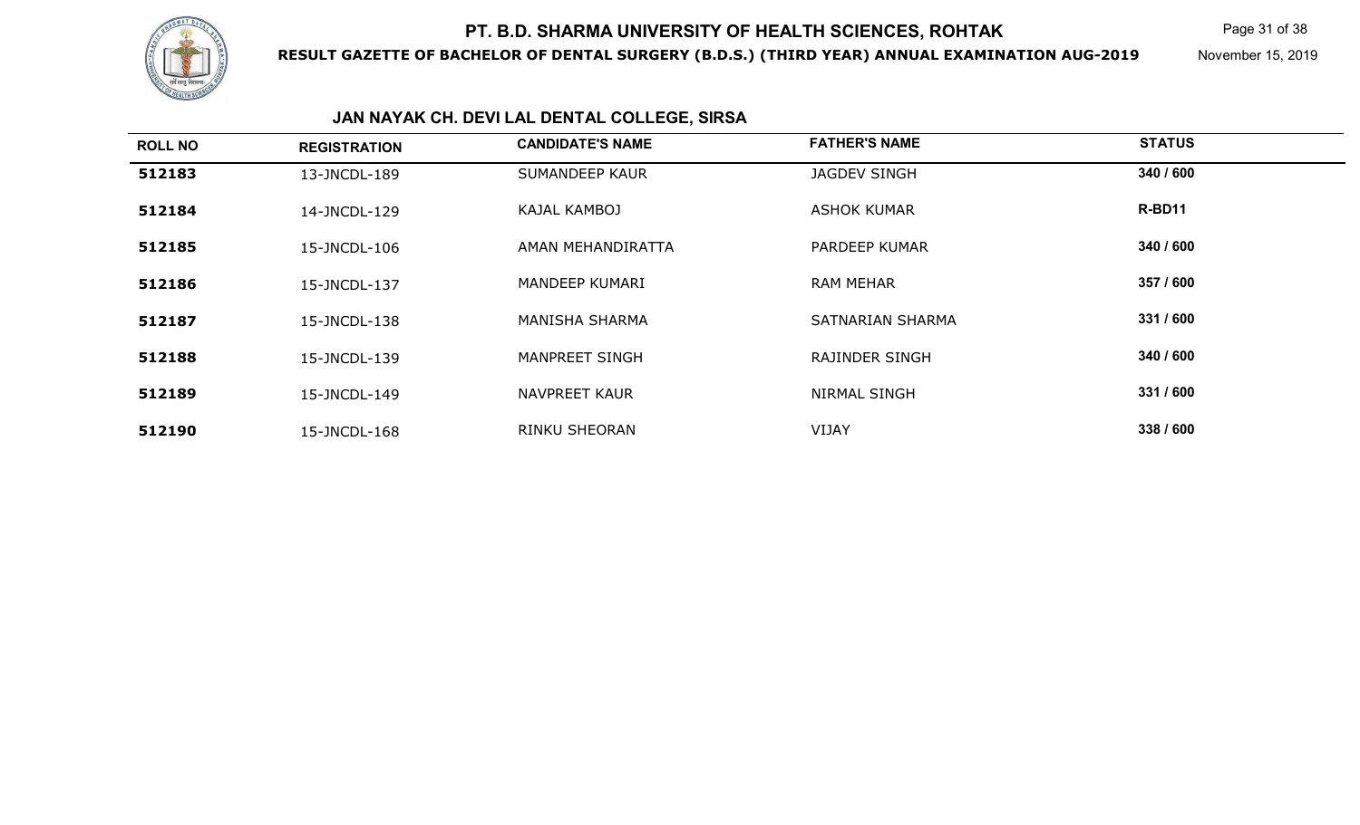# PT. B.D. SHARMA UNIVERSITY OF HEALTH SCIENCES, ROHTAK

**RESULT GAZETTE OF BACHELOR OF DENTAL SURGERY (B.D.S.) (THIRD YEAR) ANNUAL EXAMINATION AUG-2019**

November 15, 2019

## JAN NAYAK CH. DEVI LAL DENTAL COLLEGE, SIRSA

| ROLL NO | REGISTRATION | CANDIDATE'S NAME | FATHER'S NAME | STATUS |
|---|---|---|---|---|
| **512183** | 13-JNCDL-189 | SUMANDEEP KAUR | JAGDEV SINGH | **340 / 600** |
| **512184** | 14-JNCDL-129 | KAJAL KAMBOJ | ASHOK KUMAR | **R-BD11** |
| **512185** | 15-JNCDL-106 | AMAN MEHANDIRATTA | PARDEEP KUMAR | **340 / 600** |
| **512186** | 15-JNCDL-137 | MANDEEP KUMARI | RAM MEHAR | **357 / 600** |
| **512187** | 15-JNCDL-138 | MANISHA SHARMA | SATNARIAN SHARMA | **331 / 600** |
| **512188** | 15-JNCDL-139 | MANPREET SINGH | RAJINDER SINGH | **340 / 600** |
| **512189** | 15-JNCDL-149 | NAVPREET KAUR | NIRMAL SINGH | **331 / 600** |
| **512190** | 15-JNCDL-168 | RINKU SHEORAN | VIJAY | **338 / 600** |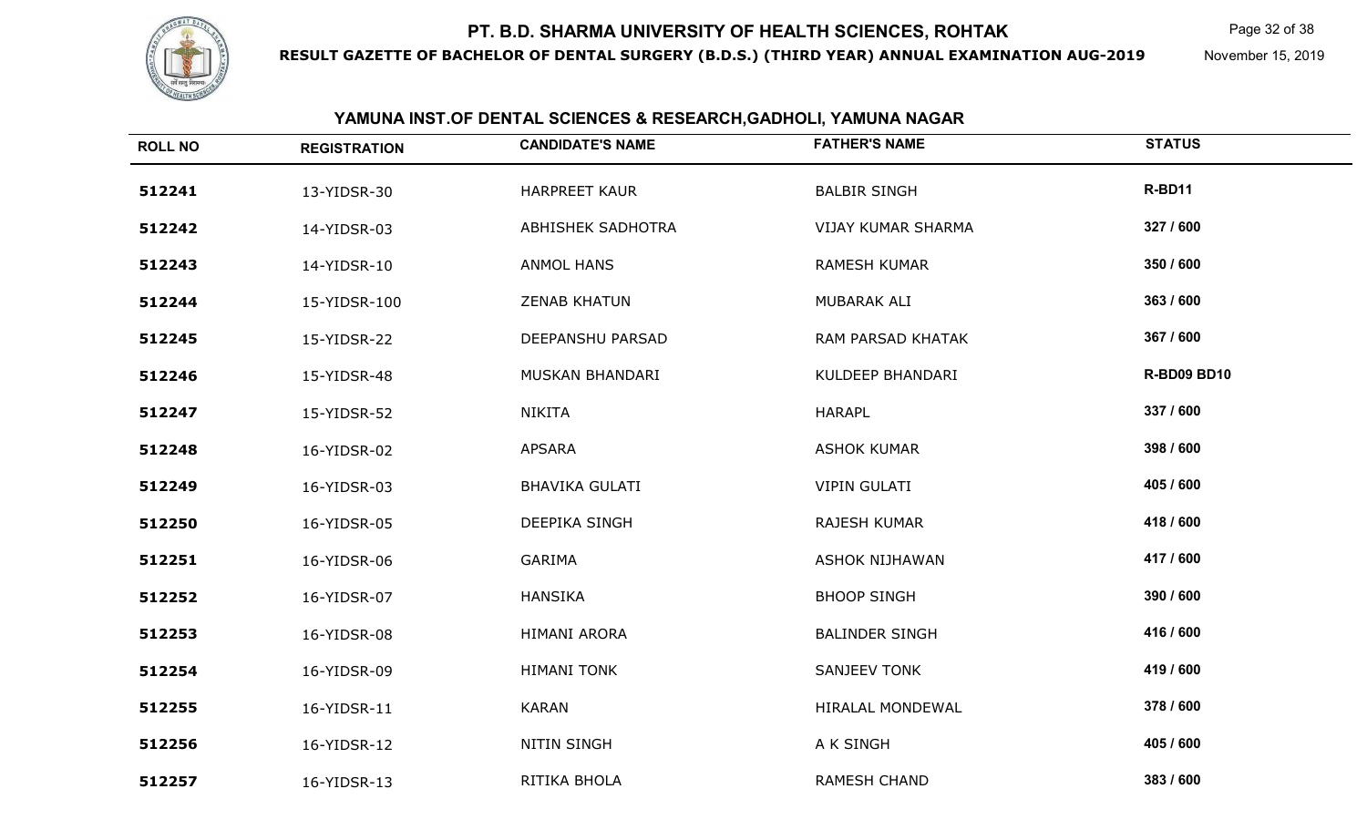# PT. B.D. SHARMA UNIVERSITY OF HEALTH SCIENCES, ROHTAK

**RESULT GAZETTE OF BACHELOR OF DENTAL SURGERY (B.D.S.) (THIRD YEAR) ANNUAL EXAMINATION AUG-2019**

November 15, 2019

## YAMUNA INST.OF DENTAL SCIENCES & RESEARCH,GADHOLI, YAMUNA NAGAR

| ROLL NO | REGISTRATION | CANDIDATE'S NAME | FATHER'S NAME | STATUS |
|---|---|---|---|---|
| 512241 | 13-YIDSR-30 | HARPREET KAUR | BALBIR SINGH | R-BD11 |
| 512242 | 14-YIDSR-03 | ABHISHEK SADHOTRA | VIJAY KUMAR SHARMA | 327 / 600 |
| 512243 | 14-YIDSR-10 | ANMOL HANS | RAMESH KUMAR | 350 / 600 |
| 512244 | 15-YIDSR-100 | ZENAB KHATUN | MUBARAK ALI | 363 / 600 |
| 512245 | 15-YIDSR-22 | DEEPANSHU PARSAD | RAM PARSAD KHATAK | 367 / 600 |
| 512246 | 15-YIDSR-48 | MUSKAN BHANDARI | KULDEEP BHANDARI | R-BD09 BD10 |
| 512247 | 15-YIDSR-52 | NIKITA | HARAPL | 337 / 600 |
| 512248 | 16-YIDSR-02 | APSARA | ASHOK KUMAR | 398 / 600 |
| 512249 | 16-YIDSR-03 | BHAVIKA GULATI | VIPIN GULATI | 405 / 600 |
| 512250 | 16-YIDSR-05 | DEEPIKA SINGH | RAJESH KUMAR | 418 / 600 |
| 512251 | 16-YIDSR-06 | GARIMA | ASHOK NIJHAWAN | 417 / 600 |
| 512252 | 16-YIDSR-07 | HANSIKA | BHOOP SINGH | 390 / 600 |
| 512253 | 16-YIDSR-08 | HIMANI ARORA | BALINDER SINGH | 416 / 600 |
| 512254 | 16-YIDSR-09 | HIMANI TONK | SANJEEV TONK | 419 / 600 |
| 512255 | 16-YIDSR-11 | KARAN | HIRALAL MONDEWAL | 378 / 600 |
| 512256 | 16-YIDSR-12 | NITIN SINGH | A K SINGH | 405 / 600 |
| 512257 | 16-YIDSR-13 | RITIKA BHOLA | RAMESH CHAND | 383 / 600 |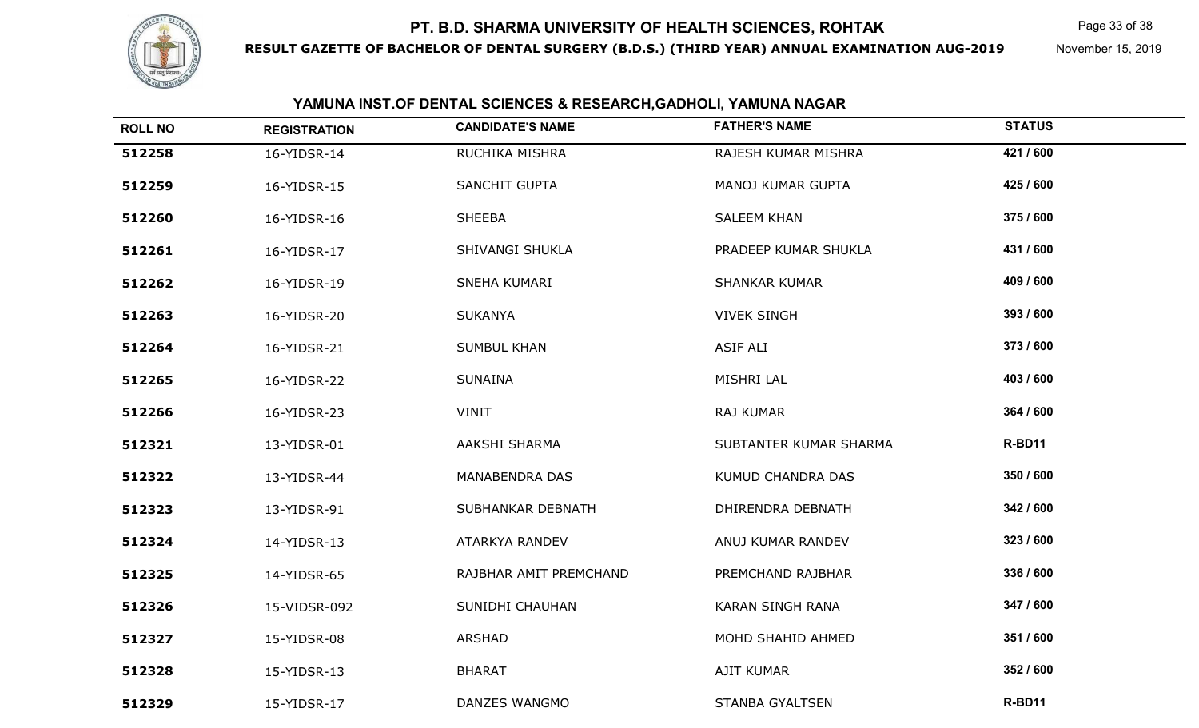# PT. B.D. SHARMA UNIVERSITY OF HEALTH SCIENCES, ROHTAK

**RESULT GAZETTE OF BACHELOR OF DENTAL SURGERY (B.D.S.) (THIRD YEAR) ANNUAL EXAMINATION AUG-2019**

November 15, 2019

## YAMUNA INST.OF DENTAL SCIENCES & RESEARCH,GADHOLI, YAMUNA NAGAR

| ROLL NO | REGISTRATION | CANDIDATE'S NAME | FATHER'S NAME | STATUS |
|---|---|---|---|---|
| 512258 | 16-YIDSR-14 | RUCHIKA MISHRA | RAJESH KUMAR MISHRA | 421 / 600 |
| 512259 | 16-YIDSR-15 | SANCHIT GUPTA | MANOJ KUMAR GUPTA | 425 / 600 |
| 512260 | 16-YIDSR-16 | SHEEBA | SALEEM KHAN | 375 / 600 |
| 512261 | 16-YIDSR-17 | SHIVANGI SHUKLA | PRADEEP KUMAR SHUKLA | 431 / 600 |
| 512262 | 16-YIDSR-19 | SNEHA KUMARI | SHANKAR KUMAR | 409 / 600 |
| 512263 | 16-YIDSR-20 | SUKANYA | VIVEK SINGH | 393 / 600 |
| 512264 | 16-YIDSR-21 | SUMBUL KHAN | ASIF ALI | 373 / 600 |
| 512265 | 16-YIDSR-22 | SUNAINA | MISHRI LAL | 403 / 600 |
| 512266 | 16-YIDSR-23 | VINIT | RAJ KUMAR | 364 / 600 |
| 512321 | 13-YIDSR-01 | AAKSHI SHARMA | SUBTANTER KUMAR SHARMA | R-BD11 |
| 512322 | 13-YIDSR-44 | MANABENDRA DAS | KUMUD CHANDRA DAS | 350 / 600 |
| 512323 | 13-YIDSR-91 | SUBHANKAR DEBNATH | DHIRENDRA DEBNATH | 342 / 600 |
| 512324 | 14-YIDSR-13 | ATARKYA RANDEV | ANUJ KUMAR RANDEV | 323 / 600 |
| 512325 | 14-YIDSR-65 | RAJBHAR AMIT PREMCHAND | PREMCHAND RAJBHAR | 336 / 600 |
| 512326 | 15-VIDSR-092 | SUNIDHI CHAUHAN | KARAN SINGH RANA | 347 / 600 |
| 512327 | 15-YIDSR-08 | ARSHAD | MOHD SHAHID AHMED | 351 / 600 |
| 512328 | 15-YIDSR-13 | BHARAT | AJIT KUMAR | 352 / 600 |
| 512329 | 15-YIDSR-17 | DANZES WANGMO | STANBA GYALTSEN | R-BD11 |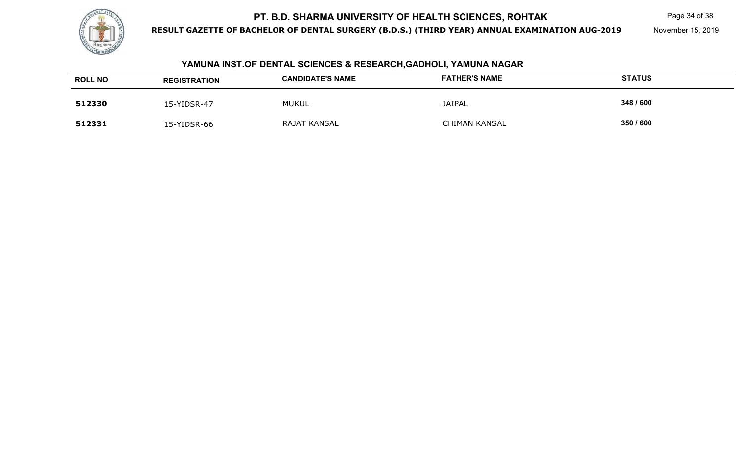# PT. B.D. SHARMA UNIVERSITY OF HEALTH SCIENCES, ROHTAK

**RESULT GAZETTE OF BACHELOR OF DENTAL SURGERY (B.D.S.) (THIRD YEAR) ANNUAL EXAMINATION AUG-2019**

November 15, 2019

## YAMUNA INST.OF DENTAL SCIENCES & RESEARCH,GADHOLI, YAMUNA NAGAR

| ROLL NO | REGISTRATION | CANDIDATE'S NAME | FATHER'S NAME | STATUS |
|---|---|---|---|---|
| **512330** | 15-YIDSR-47 | MUKUL | JAIPAL | **348 / 600** |
| **512331** | 15-YIDSR-66 | RAJAT KANSAL | CHIMAN KANSAL | **350 / 600** |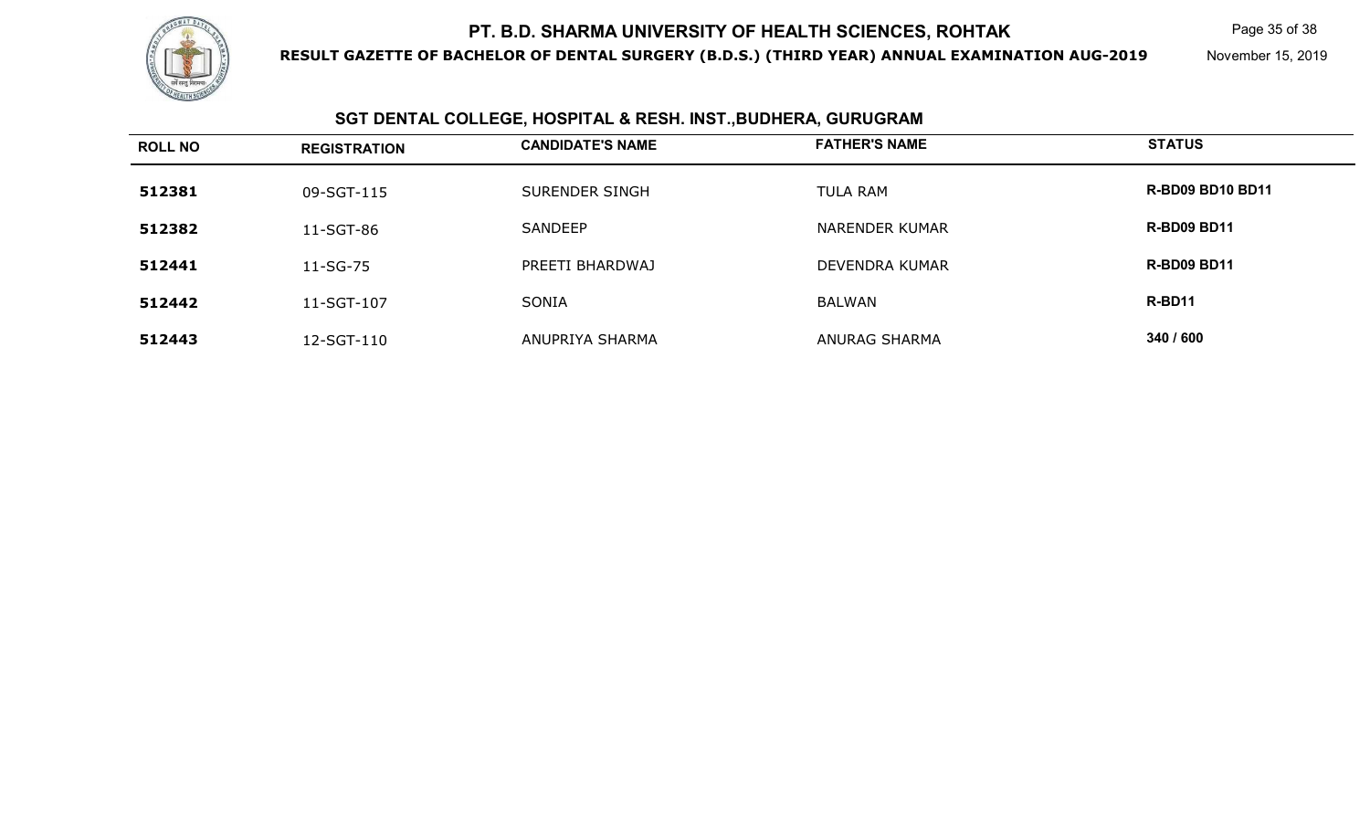# PT. B.D. SHARMA UNIVERSITY OF HEALTH SCIENCES, ROHTAK

**RESULT GAZETTE OF BACHELOR OF DENTAL SURGERY (B.D.S.) (THIRD YEAR) ANNUAL EXAMINATION AUG-2019**

November 15, 2019

## SGT DENTAL COLLEGE, HOSPITAL & RESH. INST.,BUDHERA, GURUGRAM

| ROLL NO | REGISTRATION | CANDIDATE'S NAME | FATHER'S NAME | STATUS |
|---|---|---|---|---|
| **512381** | 09-SGT-115 | SURENDER SINGH | TULA RAM | **R-BD09 BD10 BD11** |
| **512382** | 11-SGT-86 | SANDEEP | NARENDER KUMAR | **R-BD09 BD11** |
| **512441** | 11-SG-75 | PREETI BHARDWAJ | DEVENDRA KUMAR | **R-BD09 BD11** |
| **512442** | 11-SGT-107 | SONIA | BALWAN | **R-BD11** |
| **512443** | 12-SGT-110 | ANUPRIYA SHARMA | ANURAG SHARMA | **340 / 600** |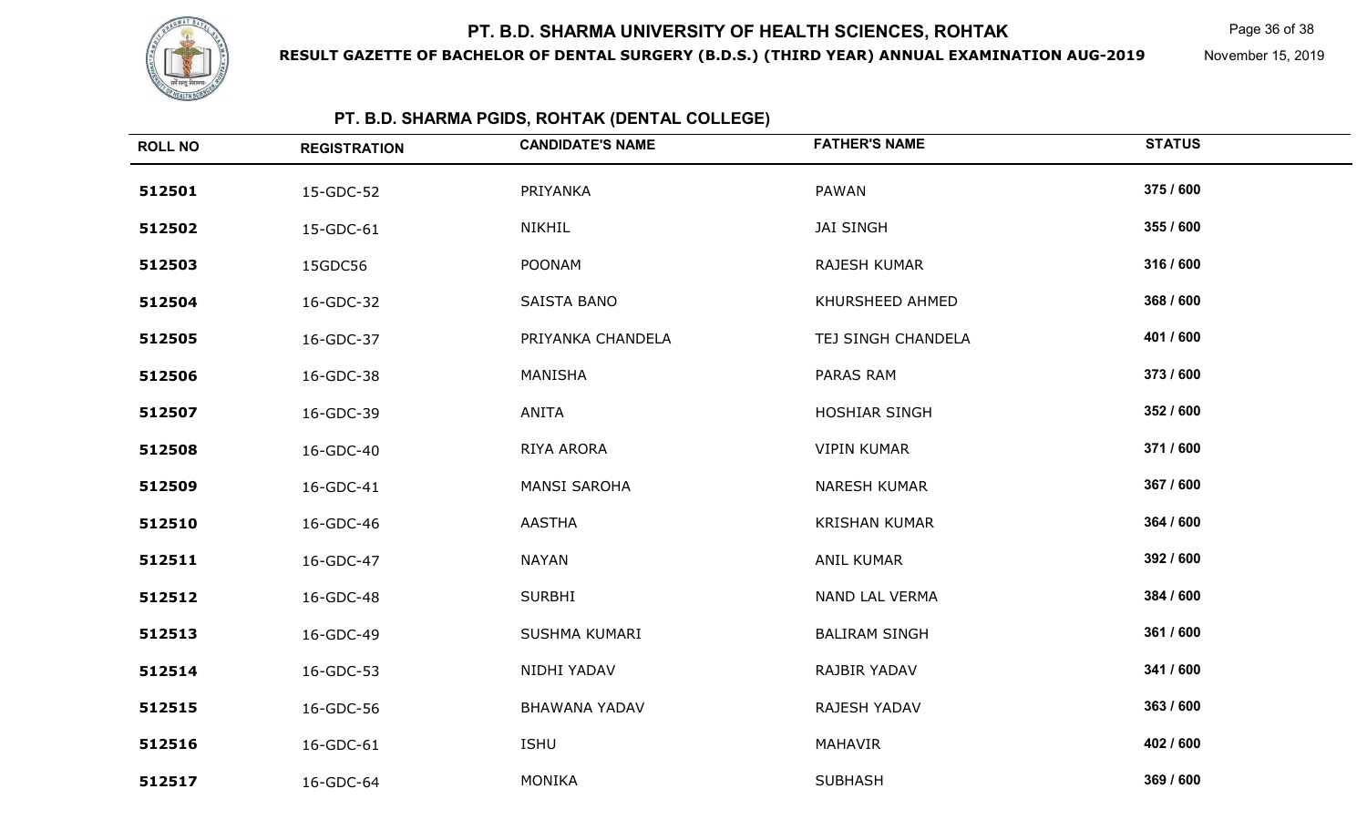# PT. B.D. SHARMA UNIVERSITY OF HEALTH SCIENCES, ROHTAK

**RESULT GAZETTE OF BACHELOR OF DENTAL SURGERY (B.D.S.) (THIRD YEAR) ANNUAL EXAMINATION AUG-2019**

November 15, 2019

## PT. B.D. SHARMA PGIDS, ROHTAK (DENTAL COLLEGE)

| ROLL NO | REGISTRATION | CANDIDATE'S NAME | FATHER'S NAME | STATUS |
|---|---|---|---|---|
| 512501 | 15-GDC-52 | PRIYANKA | PAWAN | 375 / 600 |
| 512502 | 15-GDC-61 | NIKHIL | JAI SINGH | 355 / 600 |
| 512503 | 15GDC56 | POONAM | RAJESH KUMAR | 316 / 600 |
| 512504 | 16-GDC-32 | SAISTA BANO | KHURSHEED AHMED | 368 / 600 |
| 512505 | 16-GDC-37 | PRIYANKA CHANDELA | TEJ SINGH CHANDELA | 401 / 600 |
| 512506 | 16-GDC-38 | MANISHA | PARAS RAM | 373 / 600 |
| 512507 | 16-GDC-39 | ANITA | HOSHIAR SINGH | 352 / 600 |
| 512508 | 16-GDC-40 | RIYA ARORA | VIPIN KUMAR | 371 / 600 |
| 512509 | 16-GDC-41 | MANSI SAROHA | NARESH KUMAR | 367 / 600 |
| 512510 | 16-GDC-46 | AASTHA | KRISHAN KUMAR | 364 / 600 |
| 512511 | 16-GDC-47 | NAYAN | ANIL KUMAR | 392 / 600 |
| 512512 | 16-GDC-48 | SURBHI | NAND LAL VERMA | 384 / 600 |
| 512513 | 16-GDC-49 | SUSHMA KUMARI | BALIRAM SINGH | 361 / 600 |
| 512514 | 16-GDC-53 | NIDHI YADAV | RAJBIR YADAV | 341 / 600 |
| 512515 | 16-GDC-56 | BHAWANA YADAV | RAJESH YADAV | 363 / 600 |
| 512516 | 16-GDC-61 | ISHU | MAHAVIR | 402 / 600 |
| 512517 | 16-GDC-64 | MONIKA | SUBHASH | 369 / 600 |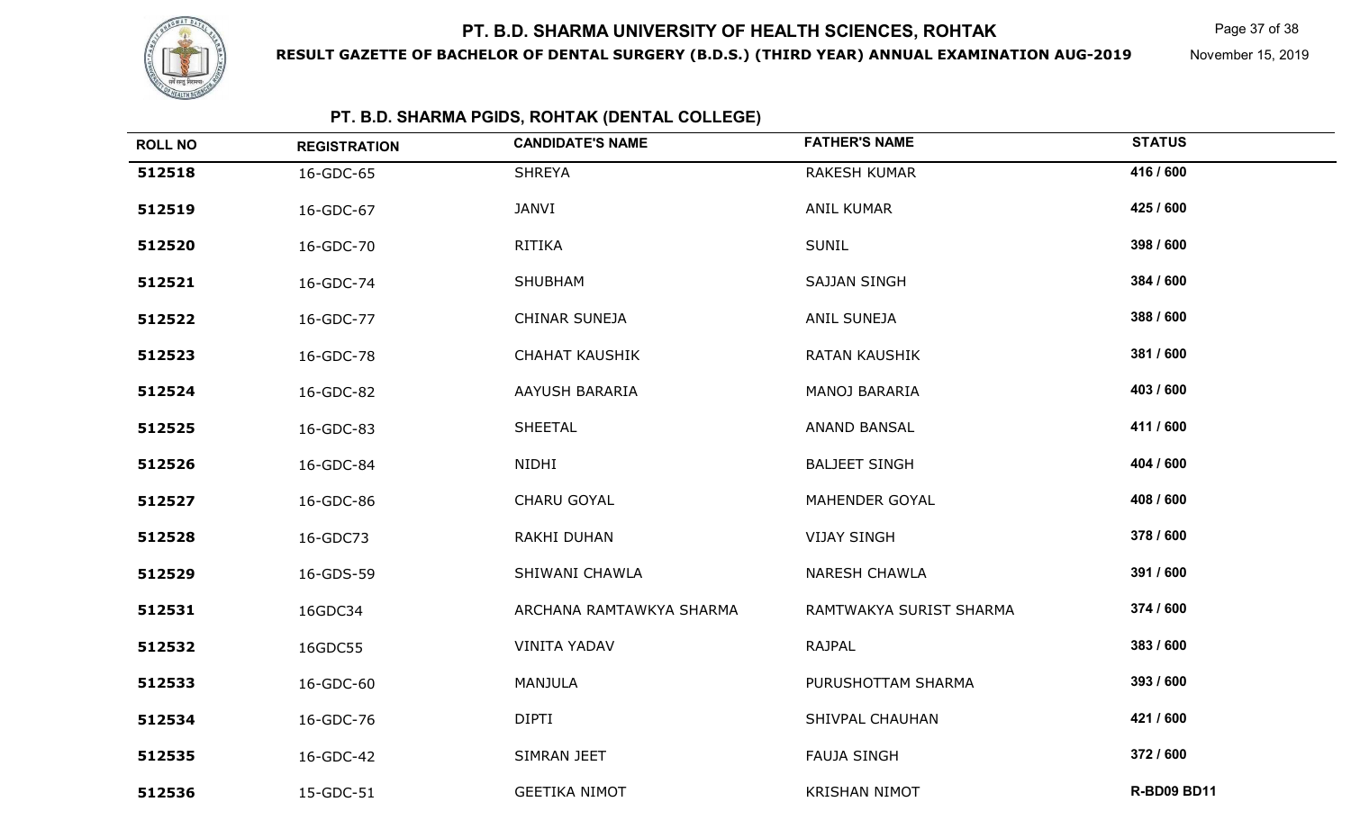# PT. B.D. SHARMA UNIVERSITY OF HEALTH SCIENCES, ROHTAK

**RESULT GAZETTE OF BACHELOR OF DENTAL SURGERY (B.D.S.) (THIRD YEAR) ANNUAL EXAMINATION AUG-2019**

November 15, 2019

## PT. B.D. SHARMA PGIDS, ROHTAK (DENTAL COLLEGE)

| ROLL NO | REGISTRATION | CANDIDATE'S NAME | FATHER'S NAME | STATUS |
|---|---|---|---|---|
| 512518 | 16-GDC-65 | SHREYA | RAKESH KUMAR | 416 / 600 |
| 512519 | 16-GDC-67 | JANVI | ANIL KUMAR | 425 / 600 |
| 512520 | 16-GDC-70 | RITIKA | SUNIL | 398 / 600 |
| 512521 | 16-GDC-74 | SHUBHAM | SAJJAN SINGH | 384 / 600 |
| 512522 | 16-GDC-77 | CHINAR SUNEJA | ANIL SUNEJA | 388 / 600 |
| 512523 | 16-GDC-78 | CHAHAT KAUSHIK | RATAN KAUSHIK | 381 / 600 |
| 512524 | 16-GDC-82 | AAYUSH BARARIA | MANOJ BARARIA | 403 / 600 |
| 512525 | 16-GDC-83 | SHEETAL | ANAND BANSAL | 411 / 600 |
| 512526 | 16-GDC-84 | NIDHI | BALJEET SINGH | 404 / 600 |
| 512527 | 16-GDC-86 | CHARU GOYAL | MAHENDER GOYAL | 408 / 600 |
| 512528 | 16-GDC73 | RAKHI DUHAN | VIJAY SINGH | 378 / 600 |
| 512529 | 16-GDS-59 | SHIWANI CHAWLA | NARESH CHAWLA | 391 / 600 |
| 512531 | 16GDC34 | ARCHANA RAMTAWKYA SHARMA | RAMTWAKYA SURIST SHARMA | 374 / 600 |
| 512532 | 16GDC55 | VINITA YADAV | RAJPAL | 383 / 600 |
| 512533 | 16-GDC-60 | MANJULA | PURUSHOTTAM SHARMA | 393 / 600 |
| 512534 | 16-GDC-76 | DIPTI | SHIVPAL CHAUHAN | 421 / 600 |
| 512535 | 16-GDC-42 | SIMRAN JEET | FAUJA SINGH | 372 / 600 |
| 512536 | 15-GDC-51 | GEETIKA NIMOT | KRISHAN NIMOT | **R-BD09 BD11** |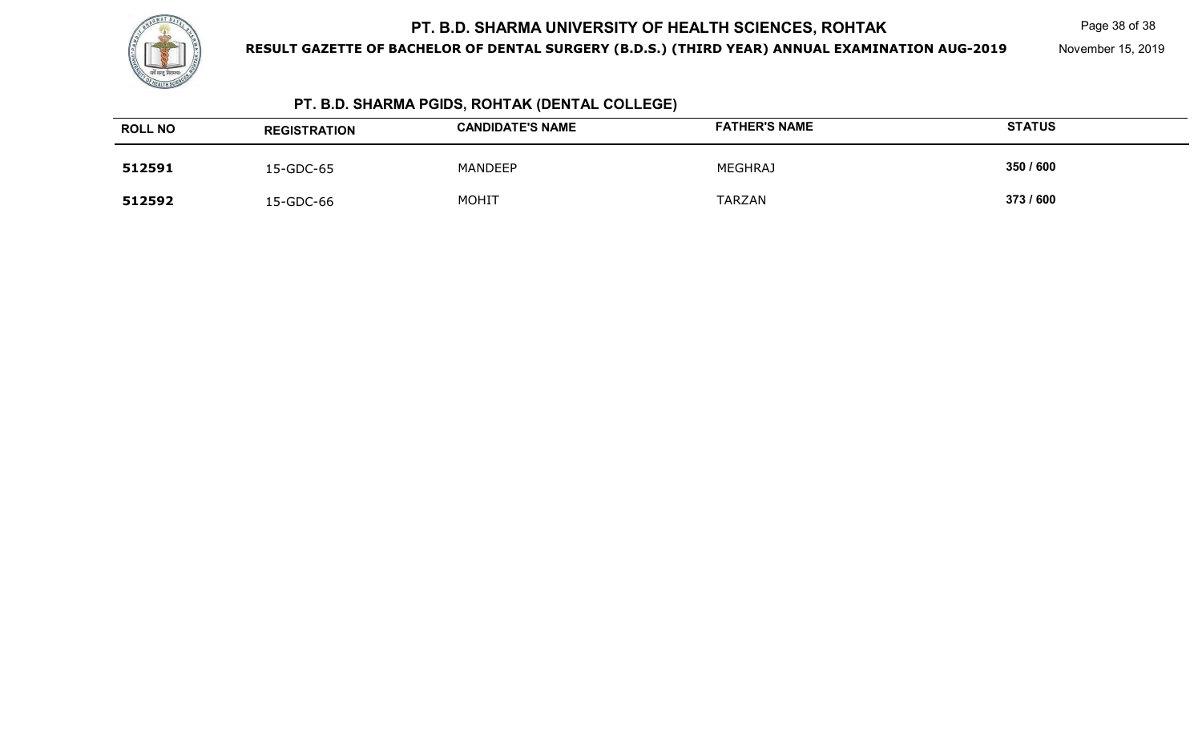# PT. B.D. SHARMA UNIVERSITY OF HEALTH SCIENCES, ROHTAK

**RESULT GAZETTE OF BACHELOR OF DENTAL SURGERY (B.D.S.) (THIRD YEAR) ANNUAL EXAMINATION AUG-2019**

November 15, 2019

## PT. B.D. SHARMA PGIDS, ROHTAK (DENTAL COLLEGE)

| ROLL NO | REGISTRATION | CANDIDATE'S NAME | FATHER'S NAME | STATUS |
|---|---|---|---|---|
| **512591** | 15-GDC-65 | MANDEEP | MEGHRAJ | **350 / 600** |
| **512592** | 15-GDC-66 | MOHIT | TARZAN | **373 / 600** |